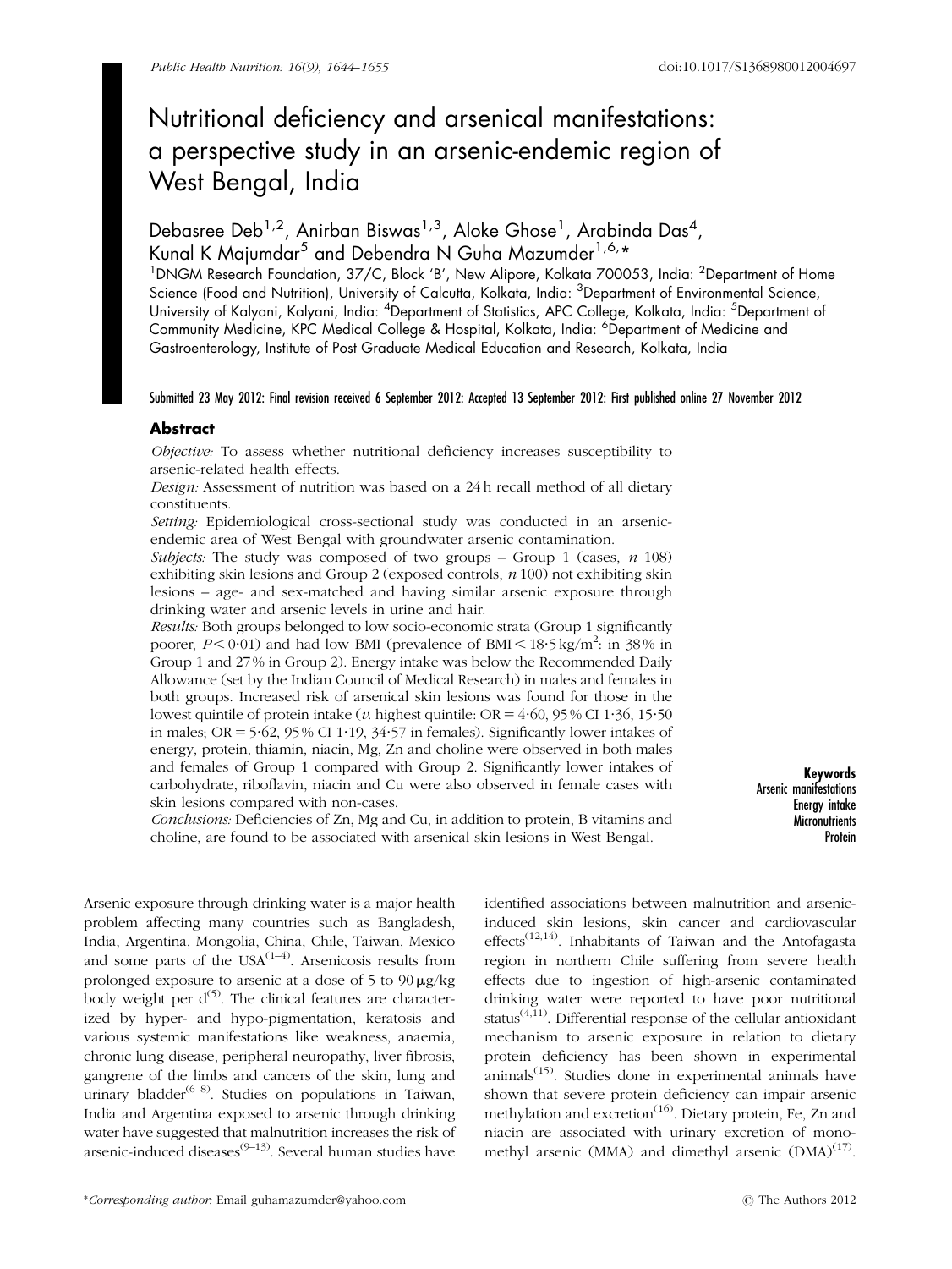# Nutritional deficiency and arsenical manifestations: a perspective study in an arsenic-endemic region of West Bengal, India

Debasree Deb[1,2], Anirban Biswas[1,3], Aloke Ghose[1], Arabinda Das[4], Kunal K Majumdar[5] and Debendra N Guha Mazumder[1,6,*]

[1]DNGM Research Foundation, 37/C, Block 'B', New Alipore, Kolkata 700053, India: [2]Department of Home Science (Food and Nutrition), University of Calcutta, Kolkata, India: [3]Department of Environmental Science, University of Kalyani, Kalyani, India: [4]Department of Statistics, APC College, Kolkata, India: [5]Department of Community Medicine, KPC Medical College & Hospital, Kolkata, India: [6]Department of Medicine and Gastroenterology, Institute of Post Graduate Medical Education and Research, Kolkata, India

**Submitted 23 May 2012: Final revision received 6 September 2012: Accepted 13 September 2012: First published online 27 November 2012**

## Abstract

*Objective:* To assess whether nutritional deficiency increases susceptibility to arsenic-related health effects.

*Design:* Assessment of nutrition was based on a 24 h recall method of all dietary constituents.

*Setting:* Epidemiological cross-sectional study was conducted in an arsenic-endemic area of West Bengal with groundwater arsenic contamination.

*Subjects:* The study was composed of two groups – Group 1 (cases, *n* 108) exhibiting skin lesions and Group 2 (exposed controls, *n* 100) not exhibiting skin lesions – age- and sex-matched and having similar arsenic exposure through drinking water and arsenic levels in urine and hair.

*Results:* Both groups belonged to low socio-economic strata (Group 1 significantly poorer, $P < 0.01$) and had low BMI (prevalence of BMI $< 18.5\,kg/m^2$: in 38 % in Group 1 and 27 % in Group 2). Energy intake was below the Recommended Daily Allowance (set by the Indian Council of Medical Research) in males and females in both groups. Increased risk of arsenical skin lesions was found for those in the lowest quintile of protein intake (*v.* highest quintile: OR = 4.60, 95 % CI 1.36, 15.50 in males; OR = 5.62, 95 % CI 1.19, 34.57 in females). Significantly lower intakes of energy, protein, thiamin, niacin, Mg, Zn and choline were observed in both males and females of Group 1 compared with Group 2. Significantly lower intakes of carbohydrate, riboflavin, niacin and Cu were also observed in female cases with skin lesions compared with non-cases.

*Conclusions:* Deficiencies of Zn, Mg and Cu, in addition to protein, B vitamins and choline, are found to be associated with arsenical skin lesions in West Bengal.

**Keywords**
Arsenic manifestations
Energy intake
Micronutrients
Protein

Arsenic exposure through drinking water is a major health problem affecting many countries such as Bangladesh, India, Argentina, Mongolia, China, Chile, Taiwan, Mexico and some parts of the USA[1–4]. Arsenicosis results from prolonged exposure to arsenic at a dose of 5 to 90 μg/kg body weight per d[5]. The clinical features are characterized by hyper- and hypo-pigmentation, keratosis and various systemic manifestations like weakness, anaemia, chronic lung disease, peripheral neuropathy, liver fibrosis, gangrene of the limbs and cancers of the skin, lung and urinary bladder[6–8]. Studies on populations in Taiwan, India and Argentina exposed to arsenic through drinking water have suggested that malnutrition increases the risk of arsenic-induced diseases[9–13]. Several human studies have identified associations between malnutrition and arsenic-induced skin lesions, skin cancer and cardiovascular effects[12,14]. Inhabitants of Taiwan and the Antofagasta region in northern Chile suffering from severe health effects due to ingestion of high-arsenic contaminated drinking water were reported to have poor nutritional status[4,11]. Differential response of the cellular antioxidant mechanism to arsenic exposure in relation to dietary protein deficiency has been shown in experimental animals[15]. Studies done in experimental animals have shown that severe protein deficiency can impair arsenic methylation and excretion[16]. Dietary protein, Fe, Zn and niacin are associated with urinary excretion of monomethyl arsenic (MMA) and dimethyl arsenic (DMA)[17].

*Corresponding author: Email guhamazumder@yahoo.com

© The Authors 2012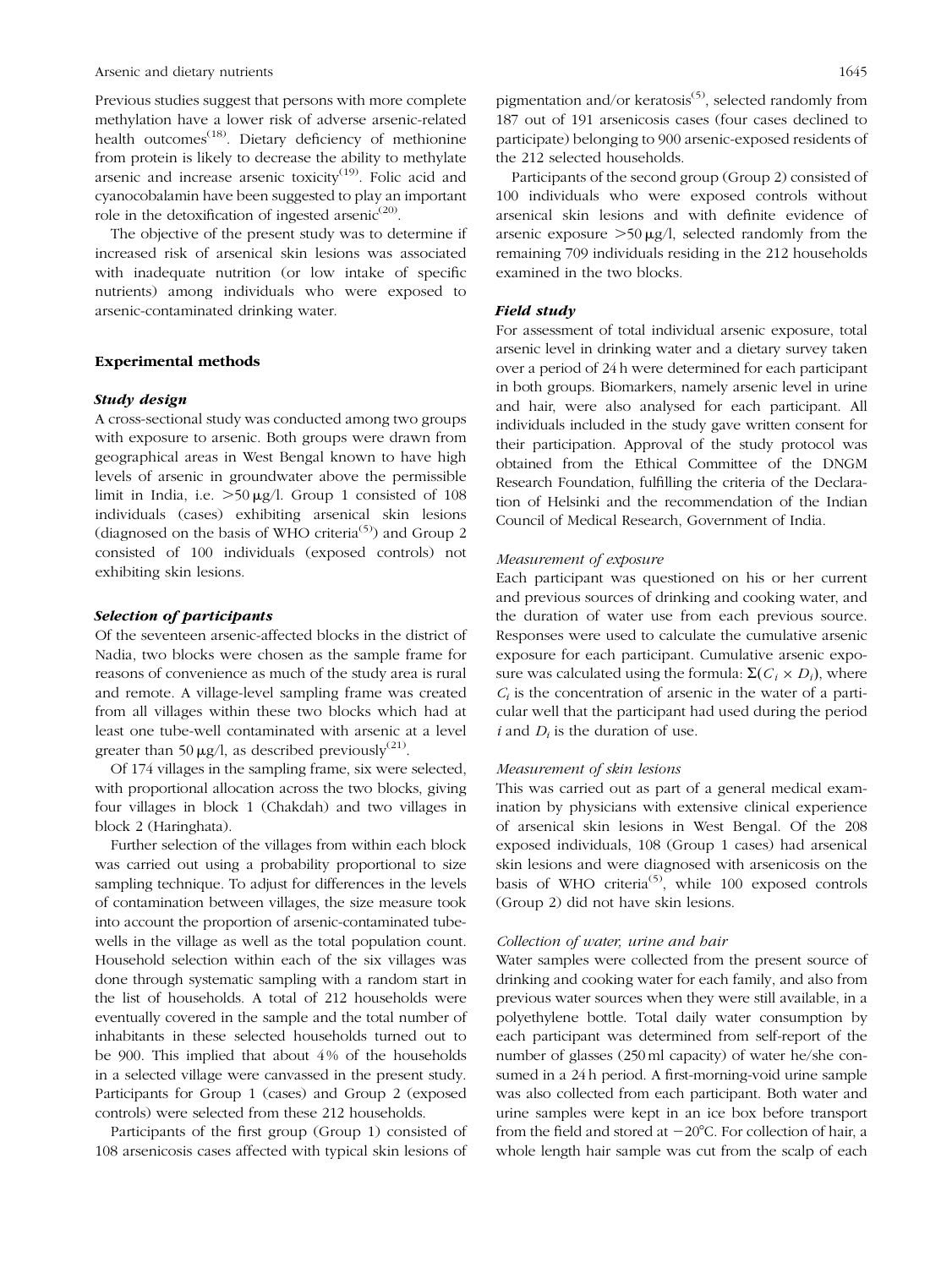Previous studies suggest that persons with more complete methylation have a lower risk of adverse arsenic-related health outcomes[18]. Dietary deficiency of methionine from protein is likely to decrease the ability to methylate arsenic and increase arsenic toxicity[19]. Folic acid and cyanocobalamin have been suggested to play an important role in the detoxification of ingested arsenic[20].

The objective of the present study was to determine if increased risk of arsenical skin lesions was associated with inadequate nutrition (or low intake of specific nutrients) among individuals who were exposed to arsenic-contaminated drinking water.

## Experimental methods

### Study design

A cross-sectional study was conducted among two groups with exposure to arsenic. Both groups were drawn from geographical areas in West Bengal known to have high levels of arsenic in groundwater above the permissible limit in India, i.e. >50 μg/l. Group 1 consisted of 108 individuals (cases) exhibiting arsenical skin lesions (diagnosed on the basis of WHO criteria[5]) and Group 2 consisted of 100 individuals (exposed controls) not exhibiting skin lesions.

### Selection of participants

Of the seventeen arsenic-affected blocks in the district of Nadia, two blocks were chosen as the sample frame for reasons of convenience as much of the study area is rural and remote. A village-level sampling frame was created from all villages within these two blocks which had at least one tube-well contaminated with arsenic at a level greater than 50 μg/l, as described previously[21].

Of 174 villages in the sampling frame, six were selected, with proportional allocation across the two blocks, giving four villages in block 1 (Chakdah) and two villages in block 2 (Haringhata).

Further selection of the villages from within each block was carried out using a probability proportional to size sampling technique. To adjust for differences in the levels of contamination between villages, the size measure took into account the proportion of arsenic-contaminated tube-wells in the village as well as the total population count. Household selection within each of the six villages was done through systematic sampling with a random start in the list of households. A total of 212 households were eventually covered in the sample and the total number of inhabitants in these selected households turned out to be 900. This implied that about 4% of the households in a selected village were canvassed in the present study. Participants for Group 1 (cases) and Group 2 (exposed controls) were selected from these 212 households.

Participants of the first group (Group 1) consisted of 108 arsenicosis cases affected with typical skin lesions of pigmentation and/or keratosis[5], selected randomly from 187 out of 191 arsenicosis cases (four cases declined to participate) belonging to 900 arsenic-exposed residents of the 212 selected households.

Participants of the second group (Group 2) consisted of 100 individuals who were exposed controls without arsenical skin lesions and with definite evidence of arsenic exposure >50 μg/l, selected randomly from the remaining 709 individuals residing in the 212 households examined in the two blocks.

### Field study

For assessment of total individual arsenic exposure, total arsenic level in drinking water and a dietary survey taken over a period of 24 h were determined for each participant in both groups. Biomarkers, namely arsenic level in urine and hair, were also analysed for each participant. All individuals included in the study gave written consent for their participation. Approval of the study protocol was obtained from the Ethical Committee of the DNGM Research Foundation, fulfilling the criteria of the Declaration of Helsinki and the recommendation of the Indian Council of Medical Research, Government of India.

#### *Measurement of exposure*

Each participant was questioned on his or her current and previous sources of drinking and cooking water, and the duration of water use from each previous source. Responses were used to calculate the cumulative arsenic exposure for each participant. Cumulative arsenic exposure was calculated using the formula: $\Sigma(C_i \times D_i)$, where $C_i$ is the concentration of arsenic in the water of a particular well that the participant had used during the period $i$ and $D_i$ is the duration of use.

#### *Measurement of skin lesions*

This was carried out as part of a general medical examination by physicians with extensive clinical experience of arsenical skin lesions in West Bengal. Of the 208 exposed individuals, 108 (Group 1 cases) had arsenical skin lesions and were diagnosed with arsenicosis on the basis of WHO criteria[5], while 100 exposed controls (Group 2) did not have skin lesions.

#### *Collection of water, urine and hair*

Water samples were collected from the present source of drinking and cooking water for each family, and also from previous water sources when they were still available, in a polyethylene bottle. Total daily water consumption by each participant was determined from self-report of the number of glasses (250 ml capacity) of water he/she consumed in a 24 h period. A first-morning-void urine sample was also collected from each participant. Both water and urine samples were kept in an ice box before transport from the field and stored at −20°C. For collection of hair, a whole length hair sample was cut from the scalp of each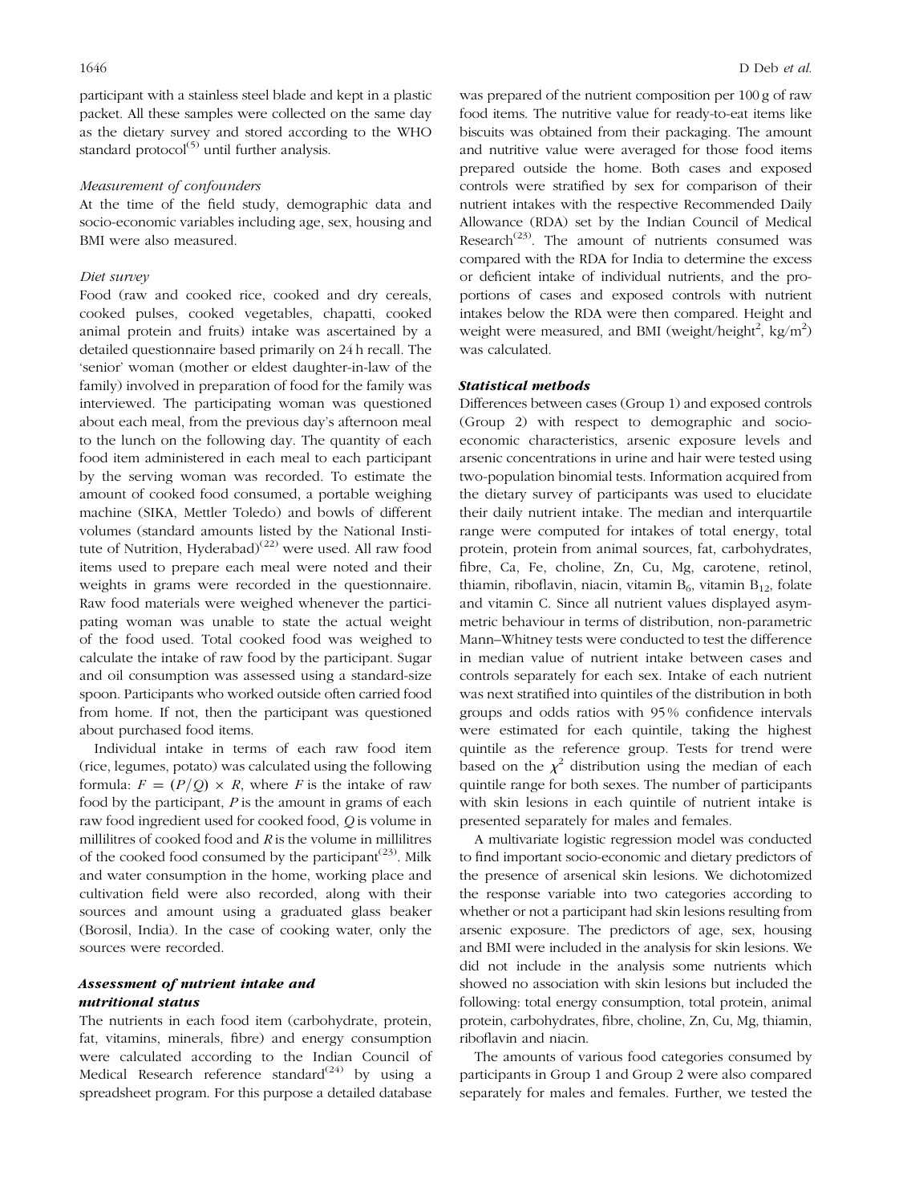participant with a stainless steel blade and kept in a plastic packet. All these samples were collected on the same day as the dietary survey and stored according to the WHO standard protocol[5] until further analysis.

#### *Measurement of confounders*

At the time of the field study, demographic data and socio-economic variables including age, sex, housing and BMI were also measured.

#### *Diet survey*

Food (raw and cooked rice, cooked and dry cereals, cooked pulses, cooked vegetables, chapatti, cooked animal protein and fruits) intake was ascertained by a detailed questionnaire based primarily on 24 h recall. The 'senior' woman (mother or eldest daughter-in-law of the family) involved in preparation of food for the family was interviewed. The participating woman was questioned about each meal, from the previous day's afternoon meal to the lunch on the following day. The quantity of each food item administered in each meal to each participant by the serving woman was recorded. To estimate the amount of cooked food consumed, a portable weighing machine (SIKA, Mettler Toledo) and bowls of different volumes (standard amounts listed by the National Institute of Nutrition, Hyderabad)[22] were used. All raw food items used to prepare each meal were noted and their weights in grams were recorded in the questionnaire. Raw food materials were weighed whenever the participating woman was unable to state the actual weight of the food used. Total cooked food was weighed to calculate the intake of raw food by the participant. Sugar and oil consumption was assessed using a standard-size spoon. Participants who worked outside often carried food from home. If not, then the participant was questioned about purchased food items.

Individual intake in terms of each raw food item (rice, legumes, potato) was calculated using the following formula: $F = (P/Q) \times R$, where $F$ is the intake of raw food by the participant, $P$ is the amount in grams of each raw food ingredient used for cooked food, $Q$ is volume in millilitres of cooked food and $R$ is the volume in millilitres of the cooked food consumed by the participant[23]. Milk and water consumption in the home, working place and cultivation field were also recorded, along with their sources and amount using a graduated glass beaker (Borosil, India). In the case of cooking water, only the sources were recorded.

### *Assessment of nutrient intake and nutritional status*

The nutrients in each food item (carbohydrate, protein, fat, vitamins, minerals, fibre) and energy consumption were calculated according to the Indian Council of Medical Research reference standard[24] by using a spreadsheet program. For this purpose a detailed database was prepared of the nutrient composition per 100 g of raw food items. The nutritive value for ready-to-eat items like biscuits was obtained from their packaging. The amount and nutritive value were averaged for those food items prepared outside the home. Both cases and exposed controls were stratified by sex for comparison of their nutrient intakes with the respective Recommended Daily Allowance (RDA) set by the Indian Council of Medical Research[23]. The amount of nutrients consumed was compared with the RDA for India to determine the excess or deficient intake of individual nutrients, and the proportions of cases and exposed controls with nutrient intakes below the RDA were then compared. Height and weight were measured, and BMI (weight/height$^2$, kg/m$^2$) was calculated.

### *Statistical methods*

Differences between cases (Group 1) and exposed controls (Group 2) with respect to demographic and socio-economic characteristics, arsenic exposure levels and arsenic concentrations in urine and hair were tested using two-population binomial tests. Information acquired from the dietary survey of participants was used to elucidate their daily nutrient intake. The median and interquartile range were computed for intakes of total energy, total protein, protein from animal sources, fat, carbohydrates, fibre, Ca, Fe, choline, Zn, Cu, Mg, carotene, retinol, thiamin, riboflavin, niacin, vitamin $B_6$, vitamin $B_{12}$, folate and vitamin C. Since all nutrient values displayed asymmetric behaviour in terms of distribution, non-parametric Mann–Whitney tests were conducted to test the difference in median value of nutrient intake between cases and controls separately for each sex. Intake of each nutrient was next stratified into quintiles of the distribution in both groups and odds ratios with 95 % confidence intervals were estimated for each quintile, taking the highest quintile as the reference group. Tests for trend were based on the $\chi^2$ distribution using the median of each quintile range for both sexes. The number of participants with skin lesions in each quintile of nutrient intake is presented separately for males and females.

A multivariate logistic regression model was conducted to find important socio-economic and dietary predictors of the presence of arsenical skin lesions. We dichotomized the response variable into two categories according to whether or not a participant had skin lesions resulting from arsenic exposure. The predictors of age, sex, housing and BMI were included in the analysis for skin lesions. We did not include in the analysis some nutrients which showed no association with skin lesions but included the following: total energy consumption, total protein, animal protein, carbohydrates, fibre, choline, Zn, Cu, Mg, thiamin, riboflavin and niacin.

The amounts of various food categories consumed by participants in Group 1 and Group 2 were also compared separately for males and females. Further, we tested the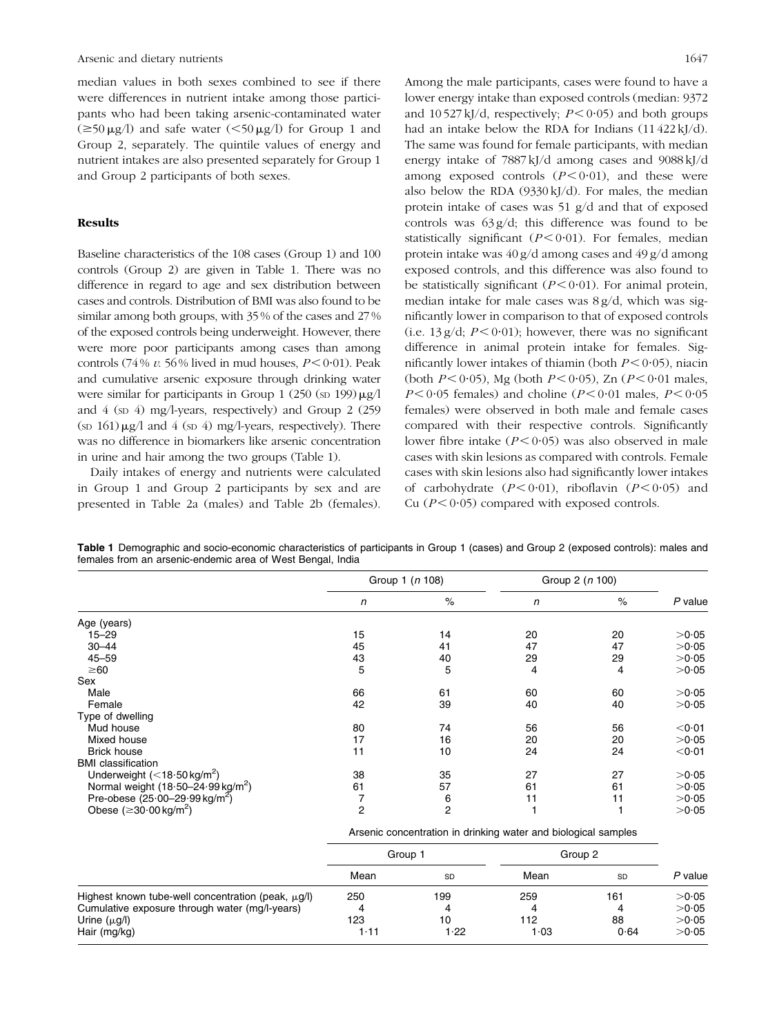median values in both sexes combined to see if there were differences in nutrient intake among those participants who had been taking arsenic-contaminated water ($\geq$50 μg/l) and safe water (<50 μg/l) for Group 1 and Group 2, separately. The quintile values of energy and nutrient intakes are also presented separately for Group 1 and Group 2 participants of both sexes.

## Results

Baseline characteristics of the 108 cases (Group 1) and 100 controls (Group 2) are given in Table 1. There was no difference in regard to age and sex distribution between cases and controls. Distribution of BMI was also found to be similar among both groups, with 35 % of the cases and 27 % of the exposed controls being underweight. However, there were more poor participants among cases than among controls (74 % *v.* 56 % lived in mud houses, $P<0·01$). Peak and cumulative arsenic exposure through drinking water were similar for participants in Group 1 (250 (SD 199) μg/l and 4 (SD 4) mg/l-years, respectively) and Group 2 (259 (SD 161) μg/l and 4 (SD 4) mg/l-years, respectively). There was no difference in biomarkers like arsenic concentration in urine and hair among the two groups (Table 1).

Daily intakes of energy and nutrients were calculated in Group 1 and Group 2 participants by sex and are presented in Table 2a (males) and Table 2b (females). Among the male participants, cases were found to have a lower energy intake than exposed controls (median: 9372 and 10 527 kJ/d, respectively; $P<0·05$) and both groups had an intake below the RDA for Indians (11 422 kJ/d). The same was found for female participants, with median energy intake of 7887 kJ/d among cases and 9088 kJ/d among exposed controls ($P<0·01$), and these were also below the RDA (9330 kJ/d). For males, the median protein intake of cases was 51 g/d and that of exposed controls was 63 g/d; this difference was found to be statistically significant ($P<0·01$). For females, median protein intake was 40 g/d among cases and 49 g/d among exposed controls, and this difference was also found to be statistically significant ($P<0·01$). For animal protein, median intake for male cases was 8 g/d, which was significantly lower in comparison to that of exposed controls (i.e. 13 g/d; $P<0·01$); however, there was no significant difference in animal protein intake for females. Significantly lower intakes of thiamin (both $P<0·05$), niacin (both $P<0·05$), Mg (both $P<0·05$), Zn ($P<0·01$ males, $P<0·05$ females) and choline ($P<0·01$ males, $P<0·05$ females) were observed in both male and female cases compared with their respective controls. Significantly lower fibre intake ($P<0·05$) was also observed in male cases with skin lesions as compared with controls. Female cases with skin lesions also had significantly lower intakes of carbohydrate ($P<0·01$), riboflavin ($P<0·05$) and Cu ($P<0·05$) compared with exposed controls.

**Table 1** Demographic and socio-economic characteristics of participants in Group 1 (cases) and Group 2 (exposed controls): males and females from an arsenic-endemic area of West Bengal, India

| | Group 1 (*n* 108) | | Group 2 (*n* 100) | | |
|---|---|---|---|---|---|
| | *n* | % | *n* | % | *P* value |
| Age (years) | | | | | |
| 15–29 | 15 | 14 | 20 | 20 | >0·05 |
| 30–44 | 45 | 41 | 47 | 47 | >0·05 |
| 45–59 | 43 | 40 | 29 | 29 | >0·05 |
| ≥60 | 5 | 5 | 4 | 4 | >0·05 |
| Sex | | | | | |
| Male | 66 | 61 | 60 | 60 | >0·05 |
| Female | 42 | 39 | 40 | 40 | >0·05 |
| Type of dwelling | | | | | |
| Mud house | 80 | 74 | 56 | 56 | <0·01 |
| Mixed house | 17 | 16 | 20 | 20 | >0·05 |
| Brick house | 11 | 10 | 24 | 24 | <0·01 |
| BMI classification | | | | | |
| Underweight (<18·50 kg/m$^2$) | 38 | 35 | 27 | 27 | >0·05 |
| Normal weight (18·50–24·99 kg/m$^2$) | 61 | 57 | 61 | 61 | >0·05 |
| Pre-obese (25·00–29·99 kg/m$^2$) | 7 | 6 | 11 | 11 | >0·05 |
| Obese (≥30·00 kg/m$^2$) | 2 | 2 | 1 | 1 | >0·05 |
| | Arsenic concentration in drinking water and biological samples | | | | |
| | Group 1 | | Group 2 | | |
| | Mean | SD | Mean | SD | *P* value |
| Highest known tube-well concentration (peak, μg/l) | 250 | 199 | 259 | 161 | >0·05 |
| Cumulative exposure through water (mg/l-years) | 4 | 4 | 4 | 4 | >0·05 |
| Urine (μg/l) | 123 | 10 | 112 | 88 | >0·05 |
| Hair (mg/kg) | 1·11 | 1·22 | 1·03 | 0·64 | >0·05 |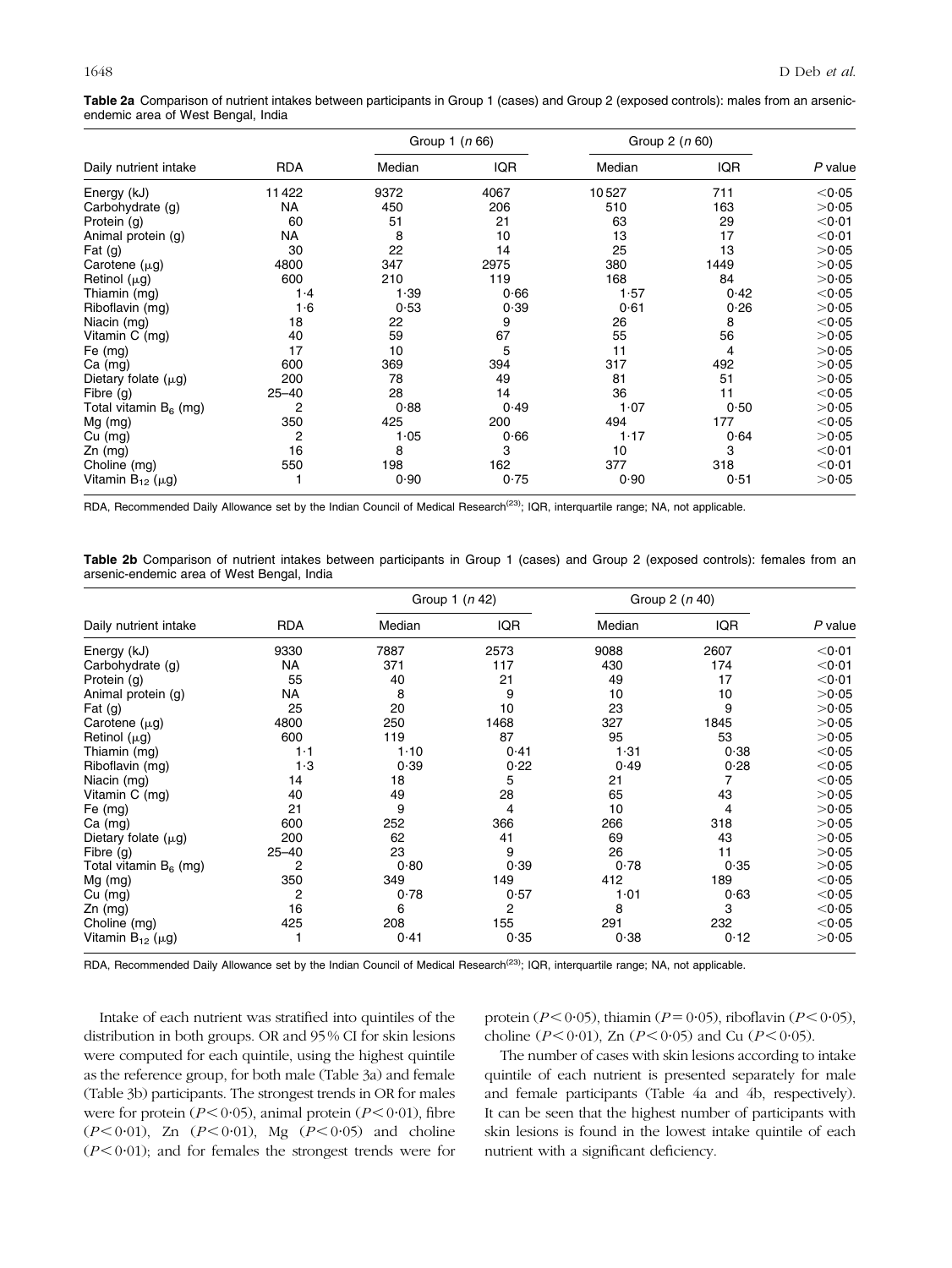**Table 2a** Comparison of nutrient intakes between participants in Group 1 (cases) and Group 2 (exposed controls): males from an arsenic-endemic area of West Bengal, India

| Daily nutrient intake | RDA | Group 1 (*n* 66) | | Group 2 (*n* 60) | | *P* value |
|---|---|---|---|---|---|---|
| | | Median | IQR | Median | IQR | |
| Energy (kJ) | 11 422 | 9372 | 4067 | 10 527 | 711 | <0·05 |
| Carbohydrate (g) | NA | 450 | 206 | 510 | 163 | >0·05 |
| Protein (g) | 60 | 51 | 21 | 63 | 29 | <0·01 |
| Animal protein (g) | NA | 8 | 10 | 13 | 17 | <0·01 |
| Fat (g) | 30 | 22 | 14 | 25 | 13 | >0·05 |
| Carotene (μg) | 4800 | 347 | 2975 | 380 | 1449 | >0·05 |
| Retinol (μg) | 600 | 210 | 119 | 168 | 84 | >0·05 |
| Thiamin (mg) | 1·4 | 1·39 | 0·66 | 1·57 | 0·42 | <0·05 |
| Riboflavin (mg) | 1·6 | 0·53 | 0·39 | 0·61 | 0·26 | >0·05 |
| Niacin (mg) | 18 | 22 | 9 | 26 | 8 | <0·05 |
| Vitamin C (mg) | 40 | 59 | 67 | 55 | 56 | >0·05 |
| Fe (mg) | 17 | 10 | 5 | 11 | 4 | >0·05 |
| Ca (mg) | 600 | 369 | 394 | 317 | 492 | >0·05 |
| Dietary folate (μg) | 200 | 78 | 49 | 81 | 51 | >0·05 |
| Fibre (g) | 25–40 | 28 | 14 | 36 | 11 | <0·05 |
| Total vitamin $B_6$ (mg) | 2 | 0·88 | 0·49 | 1·07 | 0·50 | >0·05 |
| Mg (mg) | 350 | 425 | 200 | 494 | 177 | <0·05 |
| Cu (mg) | 2 | 1·05 | 0·66 | 1·17 | 0·64 | >0·05 |
| Zn (mg) | 16 | 8 | 3 | 10 | 3 | <0·01 |
| Choline (mg) | 550 | 198 | 162 | 377 | 318 | <0·01 |
| Vitamin $B_{12}$ (μg) | 1 | 0·90 | 0·75 | 0·90 | 0·51 | >0·05 |

RDA, Recommended Daily Allowance set by the Indian Council of Medical Research[23]; IQR, interquartile range; NA, not applicable.

**Table 2b** Comparison of nutrient intakes between participants in Group 1 (cases) and Group 2 (exposed controls): females from an arsenic-endemic area of West Bengal, India

| Daily nutrient intake | RDA | Group 1 (*n* 42) | | Group 2 (*n* 40) | | *P* value |
|---|---|---|---|---|---|---|
| | | Median | IQR | Median | IQR | |
| Energy (kJ) | 9330 | 7887 | 2573 | 9088 | 2607 | <0·01 |
| Carbohydrate (g) | NA | 371 | 117 | 430 | 174 | <0·01 |
| Protein (g) | 55 | 40 | 21 | 49 | 17 | <0·01 |
| Animal protein (g) | NA | 8 | 9 | 10 | 10 | >0·05 |
| Fat (g) | 25 | 20 | 10 | 23 | 9 | >0·05 |
| Carotene (μg) | 4800 | 250 | 1468 | 327 | 1845 | >0·05 |
| Retinol (μg) | 600 | 119 | 87 | 95 | 53 | >0·05 |
| Thiamin (mg) | 1·1 | 1·10 | 0·41 | 1·31 | 0·38 | <0·05 |
| Riboflavin (mg) | 1·3 | 0·39 | 0·22 | 0·49 | 0·28 | <0·05 |
| Niacin (mg) | 14 | 18 | 5 | 21 | 7 | <0·05 |
| Vitamin C (mg) | 40 | 49 | 28 | 65 | 43 | >0·05 |
| Fe (mg) | 21 | 9 | 4 | 10 | 4 | >0·05 |
| Ca (mg) | 600 | 252 | 366 | 266 | 318 | >0·05 |
| Dietary folate (μg) | 200 | 62 | 41 | 69 | 43 | >0·05 |
| Fibre (g) | 25–40 | 23 | 9 | 26 | 11 | >0·05 |
| Total vitamin $B_6$ (mg) | 2 | 0·80 | 0·39 | 0·78 | 0·35 | >0·05 |
| Mg (mg) | 350 | 349 | 149 | 412 | 189 | <0·05 |
| Cu (mg) | 2 | 0·78 | 0·57 | 1·01 | 0·63 | <0·05 |
| Zn (mg) | 16 | 6 | 2 | 8 | 3 | <0·05 |
| Choline (mg) | 425 | 208 | 155 | 291 | 232 | <0·05 |
| Vitamin $B_{12}$ (μg) | 1 | 0·41 | 0·35 | 0·38 | 0·12 | >0·05 |

RDA, Recommended Daily Allowance set by the Indian Council of Medical Research[23]; IQR, interquartile range; NA, not applicable.

Intake of each nutrient was stratified into quintiles of the distribution in both groups. OR and 95 % CI for skin lesions were computed for each quintile, using the highest quintile as the reference group, for both male (Table 3a) and female (Table 3b) participants. The strongest trends in OR for males were for protein ($P < 0·05$), animal protein ($P < 0·01$), fibre ($P < 0·01$), Zn ($P < 0·01$), Mg ($P < 0·05$) and choline ($P < 0·01$); and for females the strongest trends were for protein ($P < 0·05$), thiamin ($P = 0·05$), riboflavin ($P < 0·05$), choline ($P < 0·01$), Zn ($P < 0·05$) and Cu ($P < 0·05$).

The number of cases with skin lesions according to intake quintile of each nutrient is presented separately for male and female participants (Table 4a and 4b, respectively). It can be seen that the highest number of participants with skin lesions is found in the lowest intake quintile of each nutrient with a significant deficiency.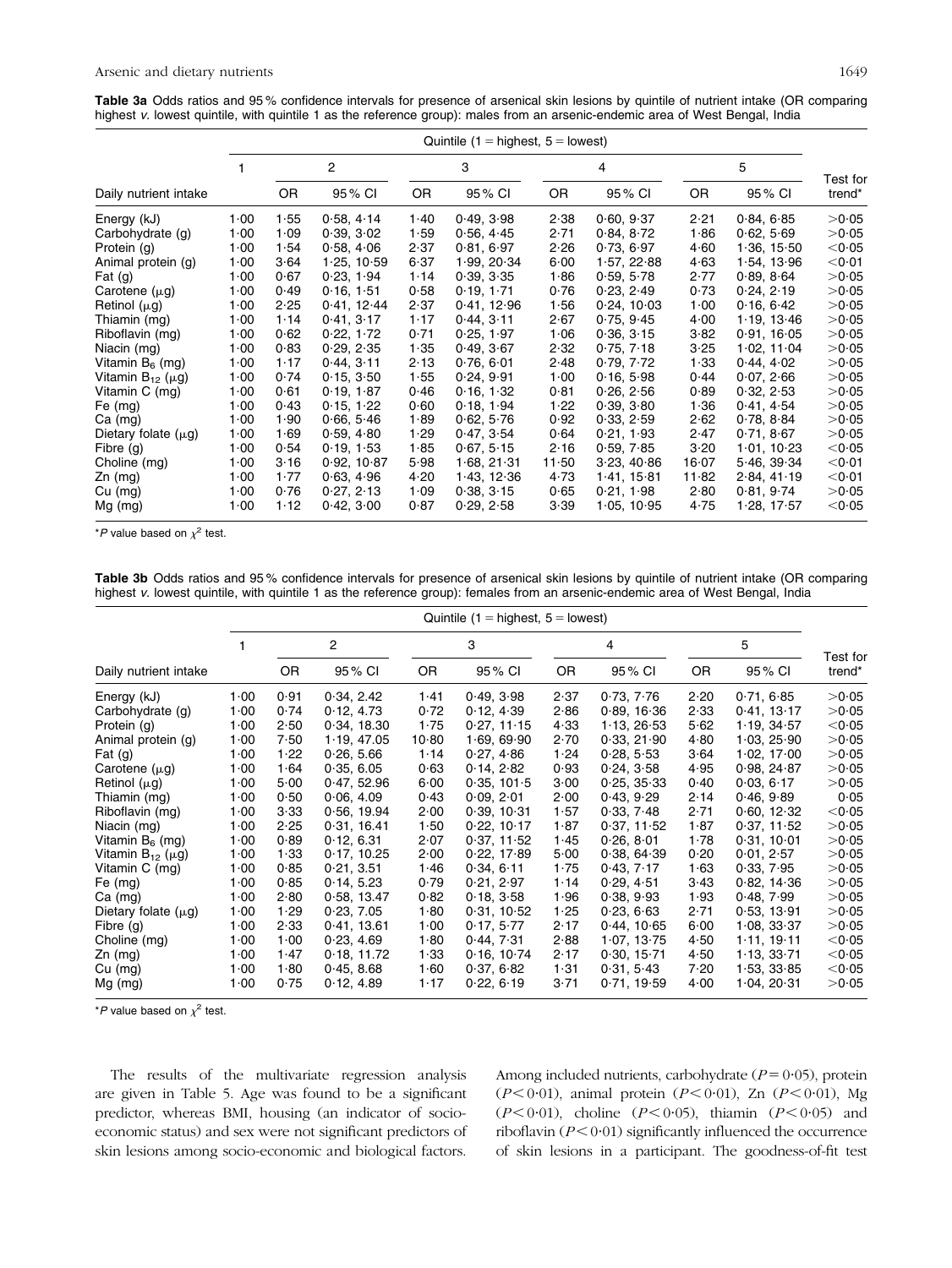**Table 3a** Odds ratios and 95 % confidence intervals for presence of arsenical skin lesions by quintile of nutrient intake (OR comparing highest *v.* lowest quintile, with quintile 1 as the reference group): males from an arsenic-endemic area of West Bengal, India

| | Quintile (1 = highest, 5 = lowest) | | | | | | | | | |
|---|---|---|---|---|---|---|---|---|---|---|
| | 1 | 2 | | 3 | | 4 | | 5 | | |
| Daily nutrient intake | | OR | 95 % CI | OR | 95 % CI | OR | 95 % CI | OR | 95 % CI | Test for trend* |
| Energy (kJ) | 1·00 | 1·55 | 0·58, 4·14 | 1·40 | 0·49, 3·98 | 2·38 | 0·60, 9·37 | 2·21 | 0·84, 6·85 | >0·05 |
| Carbohydrate (g) | 1·00 | 1·09 | 0·39, 3·02 | 1·59 | 0·56, 4·45 | 2·71 | 0·84, 8·72 | 1·86 | 0·62, 5·69 | >0·05 |
| Protein (g) | 1·00 | 1·54 | 0·58, 4·06 | 2·37 | 0·81, 6·97 | 2·26 | 0·73, 6·97 | 4·60 | 1·36, 15·50 | <0·05 |
| Animal protein (g) | 1·00 | 3·64 | 1·25, 10·59 | 6·37 | 1·99, 20·34 | 6·00 | 1·57, 22·88 | 4·63 | 1·54, 13·96 | <0·01 |
| Fat (g) | 1·00 | 0·67 | 0·23, 1·94 | 1·14 | 0·39, 3·35 | 1·86 | 0·59, 5·78 | 2·77 | 0·89, 8·64 | >0·05 |
| Carotene (μg) | 1·00 | 0·49 | 0·16, 1·51 | 0·58 | 0·19, 1·71 | 0·76 | 0·23, 2·49 | 0·73 | 0·24, 2·19 | >0·05 |
| Retinol (μg) | 1·00 | 2·25 | 0·41, 12·44 | 2·37 | 0·41, 12·96 | 1·56 | 0·24, 10·03 | 1·00 | 0·16, 6·42 | >0·05 |
| Thiamin (mg) | 1·00 | 1·14 | 0·41, 3·17 | 1·17 | 0·44, 3·11 | 2·67 | 0·75, 9·45 | 4·00 | 1·19, 13·46 | >0·05 |
| Riboflavin (mg) | 1·00 | 0·62 | 0·22, 1·72 | 0·71 | 0·25, 1·97 | 1·06 | 0·36, 3·15 | 3·82 | 0·91, 16·05 | >0·05 |
| Niacin (mg) | 1·00 | 0·83 | 0·29, 2·35 | 1·35 | 0·49, 3·67 | 2·32 | 0·75, 7·18 | 3·25 | 1·02, 11·04 | >0·05 |
| Vitamin $B_6$ (mg) | 1·00 | 1·17 | 0·44, 3·11 | 2·13 | 0·76, 6·01 | 2·48 | 0·79, 7·72 | 1·33 | 0·44, 4·02 | >0·05 |
| Vitamin $B_{12}$ (μg) | 1·00 | 0·74 | 0·15, 3·50 | 1·55 | 0·24, 9·91 | 1·00 | 0·16, 5·98 | 0·44 | 0·07, 2·66 | >0·05 |
| Vitamin C (mg) | 1·00 | 0·61 | 0·19, 1·87 | 0·46 | 0·16, 1·32 | 0·81 | 0·26, 2·56 | 0·89 | 0·32, 2·53 | >0·05 |
| Fe (mg) | 1·00 | 0·43 | 0·15, 1·22 | 0·60 | 0·18, 1·94 | 1·22 | 0·39, 3·80 | 1·36 | 0·41, 4·54 | >0·05 |
| Ca (mg) | 1·00 | 1·90 | 0·66, 5·46 | 1·89 | 0·62, 5·76 | 0·92 | 0·33, 2·59 | 2·62 | 0·78, 8·84 | >0·05 |
| Dietary folate (μg) | 1·00 | 1·69 | 0·59, 4·80 | 1·29 | 0·47, 3·54 | 0·64 | 0·21, 1·93 | 2·47 | 0·71, 8·67 | >0·05 |
| Fibre (g) | 1·00 | 0·54 | 0·19, 1·53 | 1·85 | 0·67, 5·15 | 2·16 | 0·59, 7·85 | 3·20 | 1·01, 10·23 | <0·05 |
| Choline (mg) | 1·00 | 3·16 | 0·92, 10·87 | 5·98 | 1·68, 21·31 | 11·50 | 3·23, 40·86 | 16·07 | 5·46, 39·34 | <0·01 |
| Zn (mg) | 1·00 | 1·77 | 0·63, 4·96 | 4·20 | 1·43, 12·36 | 4·73 | 1·41, 15·81 | 11·82 | 2·84, 41·19 | <0·01 |
| Cu (mg) | 1·00 | 0·76 | 0·27, 2·13 | 1·09 | 0·38, 3·15 | 0·65 | 0·21, 1·98 | 2·80 | 0·81, 9·74 | >0·05 |
| Mg (mg) | 1·00 | 1·12 | 0·42, 3·00 | 0·87 | 0·29, 2·58 | 3·39 | 1·05, 10·95 | 4·75 | 1·28, 17·57 | <0·05 |

*$P$ value based on $\chi^2$ test.

**Table 3b** Odds ratios and 95 % confidence intervals for presence of arsenical skin lesions by quintile of nutrient intake (OR comparing highest *v.* lowest quintile, with quintile 1 as the reference group): females from an arsenic-endemic area of West Bengal, India

| | Quintile (1 = highest, 5 = lowest) | | | | | | | | | |
|---|---|---|---|---|---|---|---|---|---|---|
| | 1 | 2 | | 3 | | 4 | | 5 | | |
| Daily nutrient intake | | OR | 95 % CI | OR | 95 % CI | OR | 95 % CI | OR | 95 % CI | Test for trend* |
| Energy (kJ) | 1·00 | 0·91 | 0·34, 2.42 | 1·41 | 0·49, 3·98 | 2·37 | 0·73, 7·76 | 2·20 | 0·71, 6·85 | >0·05 |
| Carbohydrate (g) | 1·00 | 0·74 | 0·12, 4.73 | 0·72 | 0·12, 4·39 | 2·86 | 0·89, 16·36 | 2·33 | 0·41, 13·17 | >0·05 |
| Protein (g) | 1·00 | 2·50 | 0·34, 18.30 | 1·75 | 0·27, 11·15 | 4·33 | 1·13, 26·53 | 5·62 | 1·19, 34·57 | <0·05 |
| Animal protein (g) | 1·00 | 7·50 | 1·19, 47.05 | 10·80 | 1·69, 69·90 | 2·70 | 0·33, 21·90 | 4·80 | 1·03, 25·90 | <0·05 |
| Fat (g) | 1·00 | 1·22 | 0·26, 5.66 | 1·14 | 0·27, 4·86 | 1·24 | 0·28, 5·53 | 3·64 | 1·02, 17·00 | >0·05 |
| Carotene (μg) | 1·00 | 1·64 | 0·35, 6.05 | 0·63 | 0·14, 2·82 | 0·93 | 0·24, 3·58 | 4·95 | 0·98, 24·87 | >0·05 |
| Retinol (μg) | 1·00 | 5·00 | 0·47, 52.96 | 6·00 | 0·35, 101·5 | 3·00 | 0·25, 35·33 | 0·40 | 0·03, 6·17 | >0·05 |
| Thiamin (mg) | 1·00 | 0·50 | 0·06, 4.09 | 0·43 | 0·09, 2·01 | 2·00 | 0·43, 9·29 | 2·14 | 0·46, 9·89 | 0·05 |
| Riboflavin (mg) | 1·00 | 3·33 | 0·56, 19.94 | 2·00 | 0·39, 10·31 | 1·57 | 0·33, 7·48 | 2·71 | 0·60, 12·32 | <0·05 |
| Niacin (mg) | 1·00 | 2·25 | 0·31, 16.41 | 1·50 | 0·22, 10·17 | 1·87 | 0·37, 11·52 | 1·87 | 0·37, 11·52 | >0·05 |
| Vitamin $B_6$ (mg) | 1·00 | 0·89 | 0·12, 6.31 | 2·07 | 0·37, 11·52 | 1·45 | 0·26, 8·01 | 1·78 | 0·31, 10·01 | >0·05 |
| Vitamin $B_{12}$ (μg) | 1·00 | 1·33 | 0·17, 10.25 | 2·00 | 0·22, 17·89 | 5·00 | 0·38, 64·39 | 0·20 | 0·01, 2·57 | >0·05 |
| Vitamin C (mg) | 1·00 | 0·85 | 0·21, 3.51 | 1·46 | 0·34, 6·11 | 1·75 | 0·43, 7·17 | 1·63 | 0·33, 7·95 | >0·05 |
| Fe (mg) | 1·00 | 0·85 | 0·14, 5.23 | 0·79 | 0·21, 2·97 | 1·14 | 0·29, 4·51 | 3·43 | 0·82, 14·36 | >0·05 |
| Ca (mg) | 1·00 | 2·80 | 0·58, 13.47 | 0·82 | 0·18, 3·58 | 1·96 | 0·38, 9·93 | 1·93 | 0·48, 7·99 | >0·05 |
| Dietary folate (μg) | 1·00 | 1·29 | 0·23, 7.05 | 1·80 | 0·31, 10·52 | 1·25 | 0·23, 6·63 | 2·71 | 0·53, 13·91 | >0·05 |
| Fibre (g) | 1·00 | 2·33 | 0·41, 13.61 | 1·00 | 0·17, 5·77 | 2·17 | 0·44, 10·65 | 6·00 | 1·08, 33·37 | >0·05 |
| Choline (mg) | 1·00 | 1·00 | 0·23, 4.69 | 1·80 | 0·44, 7·31 | 2·88 | 1·07, 13·75 | 4·50 | 1·11, 19·11 | <0·05 |
| Zn (mg) | 1·00 | 1·47 | 0·18, 11.72 | 1·33 | 0·16, 10·74 | 2·17 | 0·30, 15·71 | 4·50 | 1·13, 33·71 | <0·05 |
| Cu (mg) | 1·00 | 1·80 | 0·45, 8.68 | 1·60 | 0·37, 6·82 | 1·31 | 0·31, 5·43 | 7·20 | 1·53, 33·85 | <0·05 |
| Mg (mg) | 1·00 | 0·75 | 0·12, 4.89 | 1·17 | 0·22, 6·19 | 3·71 | 0·71, 19·59 | 4·00 | 1·04, 20·31 | >0·05 |

*$P$ value based on $\chi^2$ test.

The results of the multivariate regression analysis are given in Table 5. Age was found to be a significant predictor, whereas BMI, housing (an indicator of socio-economic status) and sex were not significant predictors of skin lesions among socio-economic and biological factors. Among included nutrients, carbohydrate ($P = 0·05$), protein ($P < 0·01$), animal protein ($P < 0·01$), Zn ($P < 0·01$), Mg ($P < 0·01$), choline ($P < 0·05$), thiamin ($P < 0·05$) and riboflavin ($P < 0·01$) significantly influenced the occurrence of skin lesions in a participant. The goodness-of-fit test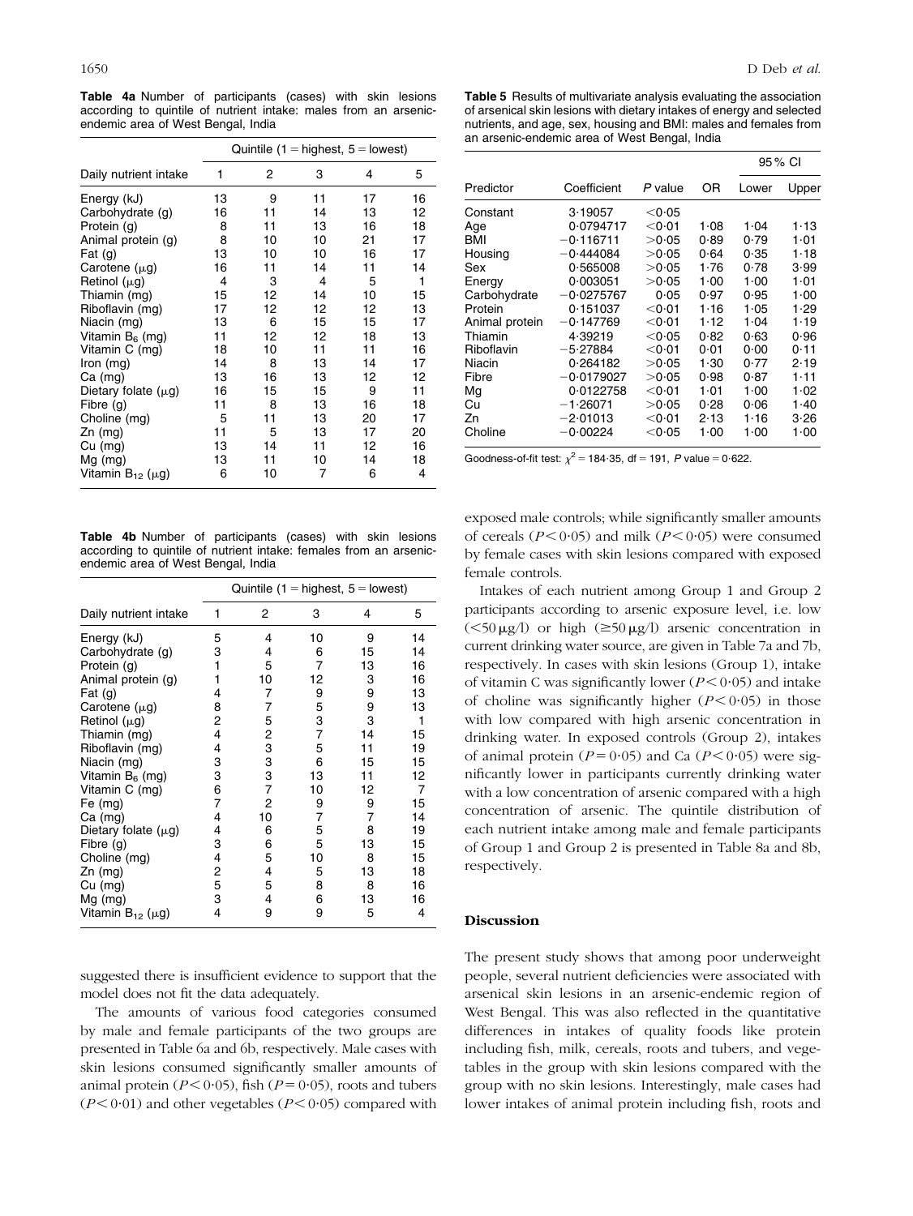**Table 4a** Number of participants (cases) with skin lesions according to quintile of nutrient intake: males from an arsenic-endemic area of West Bengal, India

| Daily nutrient intake | Quintile (1 = highest, 5 = lowest) | | | | |
|---|---|---|---|---|---|
| | 1 | 2 | 3 | 4 | 5 |
| Energy (kJ) | 13 | 9 | 11 | 17 | 16 |
| Carbohydrate (g) | 16 | 11 | 14 | 13 | 12 |
| Protein (g) | 8 | 11 | 13 | 16 | 18 |
| Animal protein (g) | 8 | 10 | 10 | 21 | 17 |
| Fat (g) | 13 | 10 | 10 | 16 | 17 |
| Carotene (μg) | 16 | 11 | 14 | 11 | 14 |
| Retinol (μg) | 4 | 3 | 4 | 5 | 1 |
| Thiamin (mg) | 15 | 12 | 14 | 10 | 15 |
| Riboflavin (mg) | 17 | 12 | 12 | 12 | 13 |
| Niacin (mg) | 13 | 6 | 15 | 15 | 17 |
| Vitamin $B_6$ (mg) | 11 | 12 | 12 | 18 | 13 |
| Vitamin C (mg) | 18 | 10 | 11 | 11 | 16 |
| Iron (mg) | 14 | 8 | 13 | 14 | 17 |
| Ca (mg) | 13 | 16 | 13 | 12 | 12 |
| Dietary folate (μg) | 16 | 15 | 15 | 9 | 11 |
| Fibre (g) | 11 | 8 | 13 | 16 | 18 |
| Choline (mg) | 5 | 11 | 13 | 20 | 17 |
| Zn (mg) | 11 | 5 | 13 | 17 | 20 |
| Cu (mg) | 13 | 14 | 11 | 12 | 16 |
| Mg (mg) | 13 | 11 | 10 | 14 | 18 |
| Vitamin $B_{12}$ (μg) | 6 | 10 | 7 | 6 | 4 |

**Table 4b** Number of participants (cases) with skin lesions according to quintile of nutrient intake: females from an arsenic-endemic area of West Bengal, India

| Daily nutrient intake | Quintile (1 = highest, 5 = lowest) | | | | |
|---|---|---|---|---|---|
| | 1 | 2 | 3 | 4 | 5 |
| Energy (kJ) | 5 | 4 | 10 | 9 | 14 |
| Carbohydrate (g) | 3 | 4 | 6 | 15 | 14 |
| Protein (g) | 1 | 5 | 7 | 13 | 16 |
| Animal protein (g) | 1 | 10 | 12 | 3 | 16 |
| Fat (g) | 4 | 7 | 9 | 9 | 13 |
| Carotene (μg) | 8 | 7 | 5 | 9 | 13 |
| Retinol (μg) | 2 | 5 | 3 | 3 | 1 |
| Thiamin (mg) | 4 | 2 | 7 | 14 | 15 |
| Riboflavin (mg) | 4 | 3 | 5 | 11 | 19 |
| Niacin (mg) | 3 | 3 | 6 | 15 | 15 |
| Vitamin $B_6$ (mg) | 3 | 3 | 13 | 11 | 12 |
| Vitamin C (mg) | 6 | 7 | 10 | 12 | 7 |
| Fe (mg) | 7 | 2 | 9 | 9 | 15 |
| Ca (mg) | 4 | 10 | 7 | 7 | 14 |
| Dietary folate (μg) | 4 | 6 | 5 | 8 | 19 |
| Fibre (g) | 3 | 6 | 5 | 13 | 15 |
| Choline (mg) | 4 | 5 | 10 | 8 | 15 |
| Zn (mg) | 2 | 4 | 5 | 13 | 18 |
| Cu (mg) | 5 | 5 | 8 | 8 | 16 |
| Mg (mg) | 3 | 4 | 6 | 13 | 16 |
| Vitamin $B_{12}$ (μg) | 4 | 9 | 9 | 5 | 4 |

suggested there is insufficient evidence to support that the model does not fit the data adequately.

The amounts of various food categories consumed by male and female participants of the two groups are presented in Table 6a and 6b, respectively. Male cases with skin lesions consumed significantly smaller amounts of animal protein ($P<0\cdot05$), fish ($P=0\cdot05$), roots and tubers ($P<0\cdot01$) and other vegetables ($P<0\cdot05$) compared with exposed male controls; while significantly smaller amounts of cereals ($P<0\cdot05$) and milk ($P<0\cdot05$) were consumed by female cases with skin lesions compared with exposed female controls.

**Table 5** Results of multivariate analysis evaluating the association of arsenical skin lesions with dietary intakes of energy and selected nutrients, and age, sex, housing and BMI: males and females from an arsenic-endemic area of West Bengal, India

| Predictor | Coefficient | *P* value | OR | 95% CI | |
|---|---|---|---|---|---|
| | | | | Lower | Upper |
| Constant | 3·19057 | <0·05 | | | |
| Age | 0·0794717 | <0·01 | 1·08 | 1·04 | 1·13 |
| BMI | −0·116711 | >0·05 | 0·89 | 0·79 | 1·01 |
| Housing | −0·444084 | >0·05 | 0·64 | 0·35 | 1·18 |
| Sex | 0·565008 | >0·05 | 1·76 | 0·78 | 3·99 |
| Energy | 0·003051 | >0·05 | 1·00 | 1·00 | 1·01 |
| Carbohydrate | −0·0275767 | 0·05 | 0·97 | 0·95 | 1·00 |
| Protein | 0·151037 | <0·01 | 1·16 | 1·05 | 1·29 |
| Animal protein | −0·147769 | <0·01 | 1·12 | 1·04 | 1·19 |
| Thiamin | 4·39219 | <0·05 | 0·82 | 0·63 | 0·96 |
| Riboflavin | −5·27884 | <0·01 | 0·01 | 0·00 | 0·11 |
| Niacin | 0·264182 | >0·05 | 1·30 | 0·77 | 2·19 |
| Fibre | −0·0179027 | >0·05 | 0·98 | 0·87 | 1·11 |
| Mg | 0·0122758 | <0·01 | 1·01 | 1·00 | 1·02 |
| Cu | −1·26071 | >0·05 | 0·28 | 0·06 | 1·40 |
| Zn | −2·01013 | <0·01 | 2·13 | 1·16 | 3·26 |
| Choline | −0·00224 | <0·05 | 1·00 | 1·00 | 1·00 |

Goodness-of-fit test: $\chi^2 = 184\cdot35$, df = 191, *P* value = 0·622.

Intakes of each nutrient among Group 1 and Group 2 participants according to arsenic exposure level, i.e. low ($<50\,\mu$g/l) or high ($\geq 50\,\mu$g/l) arsenic concentration in current drinking water source, are given in Table 7a and 7b, respectively. In cases with skin lesions (Group 1), intake of vitamin C was significantly lower ($P<0\cdot05$) and intake of choline was significantly higher ($P<0\cdot05$) in those with low compared with high arsenic concentration in drinking water. In exposed controls (Group 2), intakes of animal protein ($P=0\cdot05$) and Ca ($P<0\cdot05$) were significantly lower in participants currently drinking water with a low concentration of arsenic compared with a high concentration of arsenic. The quintile distribution of each nutrient intake among male and female participants of Group 1 and Group 2 is presented in Table 8a and 8b, respectively.

## Discussion

The present study shows that among poor underweight people, several nutrient deficiencies were associated with arsenical skin lesions in an arsenic-endemic region of West Bengal. This was also reflected in the quantitative differences in intakes of quality foods like protein including fish, milk, cereals, roots and tubers, and vegetables in the group with skin lesions compared with the group with no skin lesions. Interestingly, male cases had lower intakes of animal protein including fish, roots and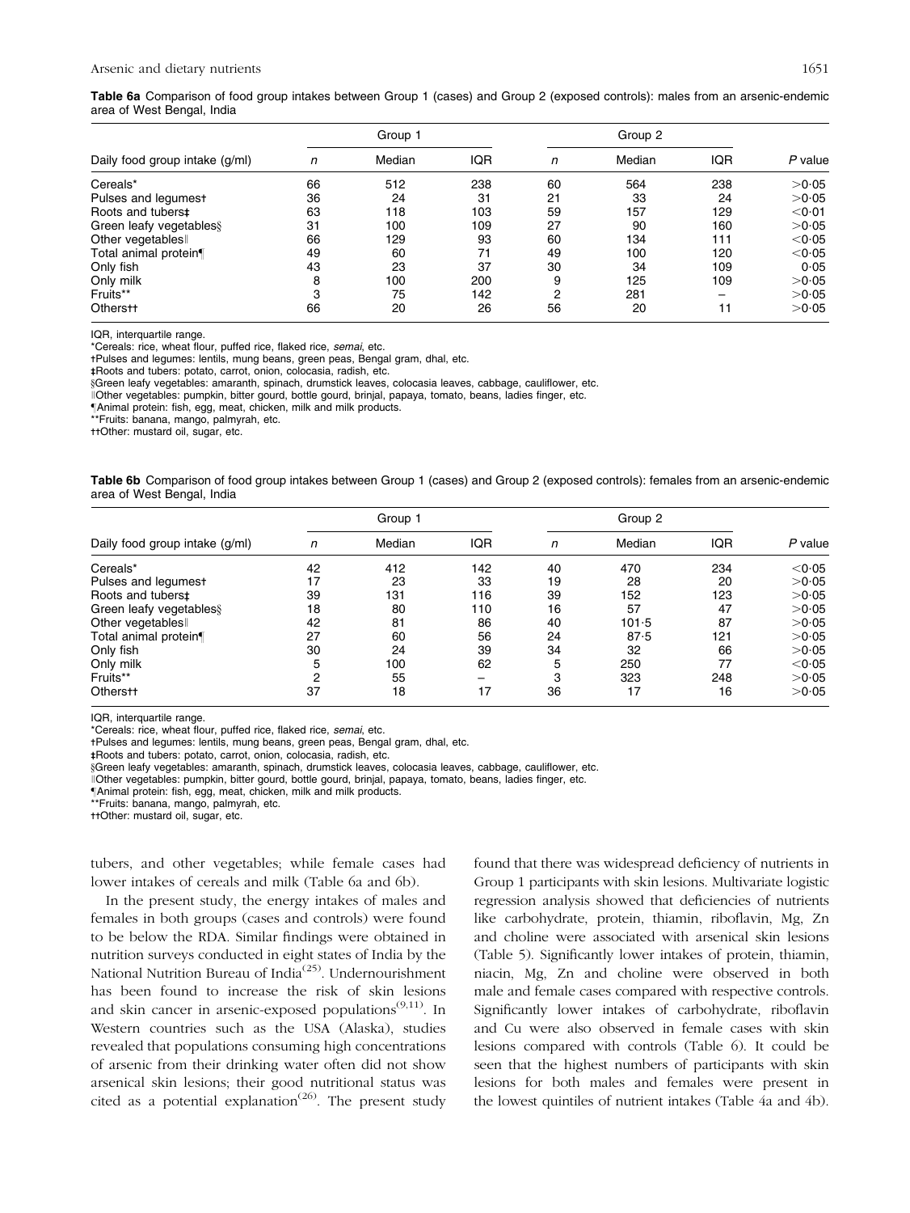**Table 6a** Comparison of food group intakes between Group 1 (cases) and Group 2 (exposed controls): males from an arsenic-endemic area of West Bengal, India

| Daily food group intake (g/ml) | Group 1 | | | Group 2 | | | P value |
|---|---|---|---|---|---|---|---|
| | n | Median | IQR | n | Median | IQR | |
| Cereals* | 66 | 512 | 238 | 60 | 564 | 238 | >0·05 |
| Pulses and legumes† | 36 | 24 | 31 | 21 | 33 | 24 | >0·05 |
| Roots and tubers‡ | 63 | 118 | 103 | 59 | 157 | 129 | <0·01 |
| Green leafy vegetables§ | 31 | 100 | 109 | 27 | 90 | 160 | >0·05 |
| Other vegetables‖ | 66 | 129 | 93 | 60 | 134 | 111 | <0·05 |
| Total animal protein¶ | 49 | 60 | 71 | 49 | 100 | 120 | <0·05 |
| Only fish | 43 | 23 | 37 | 30 | 34 | 109 | 0·05 |
| Only milk | 8 | 100 | 200 | 9 | 125 | 109 | >0·05 |
| Fruits** | 3 | 75 | 142 | 2 | 281 | – | >0·05 |
| Others†† | 66 | 20 | 26 | 56 | 20 | 11 | >0·05 |

IQR, interquartile range.
*Cereals: rice, wheat flour, puffed rice, flaked rice, *semai*, etc.
†Pulses and legumes: lentils, mung beans, green peas, Bengal gram, dhal, etc.
‡Roots and tubers: potato, carrot, onion, colocasia, radish, etc.
§Green leafy vegetables: amaranth, spinach, drumstick leaves, colocasia leaves, cabbage, cauliflower, etc.
‖Other vegetables: pumpkin, bitter gourd, bottle gourd, brinjal, papaya, tomato, beans, ladies finger, etc.
¶Animal protein: fish, egg, meat, chicken, milk and milk products.
**Fruits: banana, mango, palmyrah, etc.
††Other: mustard oil, sugar, etc.

**Table 6b** Comparison of food group intakes between Group 1 (cases) and Group 2 (exposed controls): females from an arsenic-endemic area of West Bengal, India

| Daily food group intake (g/ml) | Group 1 | | | Group 2 | | | P value |
|---|---|---|---|---|---|---|---|
| | n | Median | IQR | n | Median | IQR | |
| Cereals* | 42 | 412 | 142 | 40 | 470 | 234 | <0·05 |
| Pulses and legumes† | 17 | 23 | 33 | 19 | 28 | 20 | >0·05 |
| Roots and tubers‡ | 39 | 131 | 116 | 39 | 152 | 123 | >0·05 |
| Green leafy vegetables§ | 18 | 80 | 110 | 16 | 57 | 47 | >0·05 |
| Other vegetables‖ | 42 | 81 | 86 | 40 | 101·5 | 87 | >0·05 |
| Total animal protein¶ | 27 | 60 | 56 | 24 | 87·5 | 121 | >0·05 |
| Only fish | 30 | 24 | 39 | 34 | 32 | 66 | >0·05 |
| Only milk | 5 | 100 | 62 | 5 | 250 | 77 | <0·05 |
| Fruits** | 2 | 55 | – | 3 | 323 | 248 | >0·05 |
| Others†† | 37 | 18 | 17 | 36 | 17 | 16 | >0·05 |

IQR, interquartile range.
*Cereals: rice, wheat flour, puffed rice, flaked rice, *semai*, etc.
†Pulses and legumes: lentils, mung beans, green peas, Bengal gram, dhal, etc.
‡Roots and tubers: potato, carrot, onion, colocasia, radish, etc.
§Green leafy vegetables: amaranth, spinach, drumstick leaves, colocasia leaves, cabbage, cauliflower, etc.
‖Other vegetables: pumpkin, bitter gourd, bottle gourd, brinjal, papaya, tomato, beans, ladies finger, etc.
¶Animal protein: fish, egg, meat, chicken, milk and milk products.
**Fruits: banana, mango, palmyrah, etc.
††Other: mustard oil, sugar, etc.

tubers, and other vegetables; while female cases had lower intakes of cereals and milk (Table 6a and 6b).

In the present study, the energy intakes of males and females in both groups (cases and controls) were found to be below the RDA. Similar findings were obtained in nutrition surveys conducted in eight states of India by the National Nutrition Bureau of India[25]. Undernourishment has been found to increase the risk of skin lesions and skin cancer in arsenic-exposed populations[9,11]. In Western countries such as the USA (Alaska), studies revealed that populations consuming high concentrations of arsenic from their drinking water often did not show arsenical skin lesions; their good nutritional status was cited as a potential explanation[26]. The present study found that there was widespread deficiency of nutrients in Group 1 participants with skin lesions. Multivariate logistic regression analysis showed that deficiencies of nutrients like carbohydrate, protein, thiamin, riboflavin, Mg, Zn and choline were associated with arsenical skin lesions (Table 5). Significantly lower intakes of protein, thiamin, niacin, Mg, Zn and choline were observed in both male and female cases compared with respective controls. Significantly lower intakes of carbohydrate, riboflavin and Cu were also observed in female cases with skin lesions compared with controls (Table 6). It could be seen that the highest numbers of participants with skin lesions for both males and females were present in the lowest quintiles of nutrient intakes (Table 4a and 4b).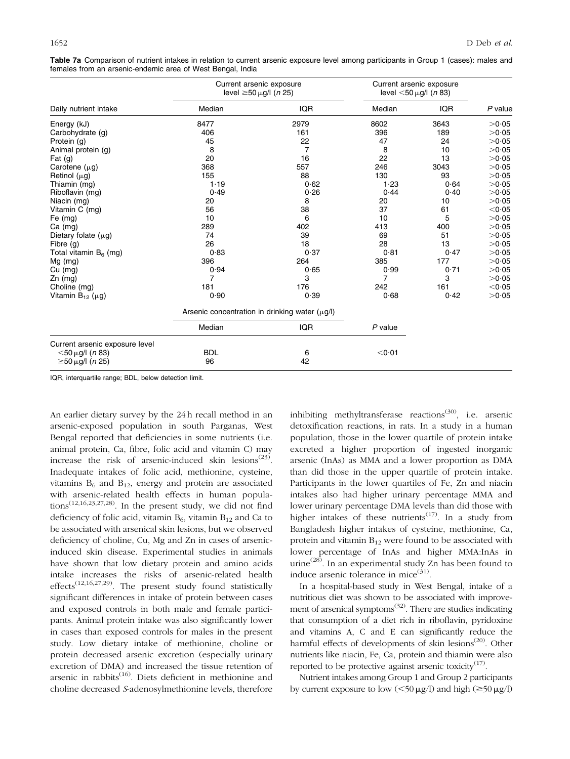**Table 7a** Comparison of nutrient intakes in relation to current arsenic exposure level among participants in Group 1 (cases): males and females from an arsenic-endemic area of West Bengal, India

| Daily nutrient intake | Current arsenic exposure level ≥50 μg/l (*n* 25) | | Current arsenic exposure level <50 μg/l (*n* 83) | | *P* value |
|---|---|---|---|---|---|
| | Median | IQR | Median | IQR | |
| Energy (kJ) | 8477 | 2979 | 8602 | 3643 | >0·05 |
| Carbohydrate (g) | 406 | 161 | 396 | 189 | >0·05 |
| Protein (g) | 45 | 22 | 47 | 24 | >0·05 |
| Animal protein (g) | 8 | 7 | 8 | 10 | >0·05 |
| Fat (g) | 20 | 16 | 22 | 13 | >0·05 |
| Carotene (μg) | 368 | 557 | 246 | 3043 | >0·05 |
| Retinol (μg) | 155 | 88 | 130 | 93 | >0·05 |
| Thiamin (mg) | 1·19 | 0·62 | 1·23 | 0·64 | >0·05 |
| Riboflavin (mg) | 0·49 | 0·26 | 0·44 | 0·40 | >0·05 |
| Niacin (mg) | 20 | 8 | 20 | 10 | >0·05 |
| Vitamin C (mg) | 56 | 38 | 37 | 61 | <0·05 |
| Fe (mg) | 10 | 6 | 10 | 5 | >0·05 |
| Ca (mg) | 289 | 402 | 413 | 400 | >0·05 |
| Dietary folate (μg) | 74 | 39 | 69 | 51 | >0·05 |
| Fibre (g) | 26 | 18 | 28 | 13 | >0·05 |
| Total vitamin $B_6$ (mg) | 0·83 | 0·37 | 0·81 | 0·47 | >0·05 |
| Mg (mg) | 396 | 264 | 385 | 177 | >0·05 |
| Cu (mg) | 0·94 | 0·65 | 0·99 | 0·71 | >0·05 |
| Zn (mg) | 7 | 3 | 7 | 3 | >0·05 |
| Choline (mg) | 181 | 176 | 242 | 161 | <0·05 |
| Vitamin $B_{12}$ (μg) | 0·90 | 0·39 | 0·68 | 0·42 | >0·05 |

| | Arsenic concentration in drinking water (μg/l) | | |
|---|---|---|---|
| | Median | IQR | *P* value |
| Current arsenic exposure level | | | |
| <50 μg/l (*n* 83) | BDL | 6 | <0·01 |
| ≥50 μg/l (*n* 25) | 96 | 42 | |

IQR, interquartile range; BDL, below detection limit.

An earlier dietary survey by the 24 h recall method in an arsenic-exposed population in south Parganas, West Bengal reported that deficiencies in some nutrients (i.e. animal protein, Ca, fibre, folic acid and vitamin C) may increase the risk of arsenic-induced skin lesions[23]. Inadequate intakes of folic acid, methionine, cysteine, vitamins $B_6$ and $B_{12}$, energy and protein are associated with arsenic-related health effects in human populations[12,16,23,27,28]. In the present study, we did not find deficiency of folic acid, vitamin $B_6$, vitamin $B_{12}$ and Ca to be associated with arsenical skin lesions, but we observed deficiency of choline, Cu, Mg and Zn in cases of arsenic-induced skin disease. Experimental studies in animals have shown that low dietary protein and amino acids intake increases the risks of arsenic-related health effects[12,16,27,29]. The present study found statistically significant differences in intake of protein between cases and exposed controls in both male and female participants. Animal protein intake was also significantly lower in cases than exposed controls for males in the present study. Low dietary intake of methionine, choline or protein decreased arsenic excretion (especially urinary excretion of DMA) and increased the tissue retention of arsenic in rabbits[16]. Diets deficient in methionine and choline decreased *S*-adenosylmethionine levels, therefore inhibiting methyltransferase reactions[30], i.e. arsenic detoxification reactions, in rats. In a study in a human population, those in the lower quartile of protein intake excreted a higher proportion of ingested inorganic arsenic (InAs) as MMA and a lower proportion as DMA than did those in the upper quartile of protein intake. Participants in the lower quartiles of Fe, Zn and niacin intakes also had higher urinary percentage MMA and lower urinary percentage DMA levels than did those with higher intakes of these nutrients[17]. In a study from Bangladesh higher intakes of cysteine, methionine, Ca, protein and vitamin $B_{12}$ were found to be associated with lower percentage of InAs and higher MMA:InAs in urine[28]. In an experimental study Zn has been found to induce arsenic tolerance in mice[31].

In a hospital-based study in West Bengal, intake of a nutritious diet was shown to be associated with improvement of arsenical symptoms[32]. There are studies indicating that consumption of a diet rich in riboflavin, pyridoxine and vitamins A, C and E can significantly reduce the harmful effects of developments of skin lesions[20]. Other nutrients like niacin, Fe, Ca, protein and thiamin were also reported to be protective against arsenic toxicity[17].

Nutrient intakes among Group 1 and Group 2 participants by current exposure to low (<50 μg/l) and high (≥50 μg/l)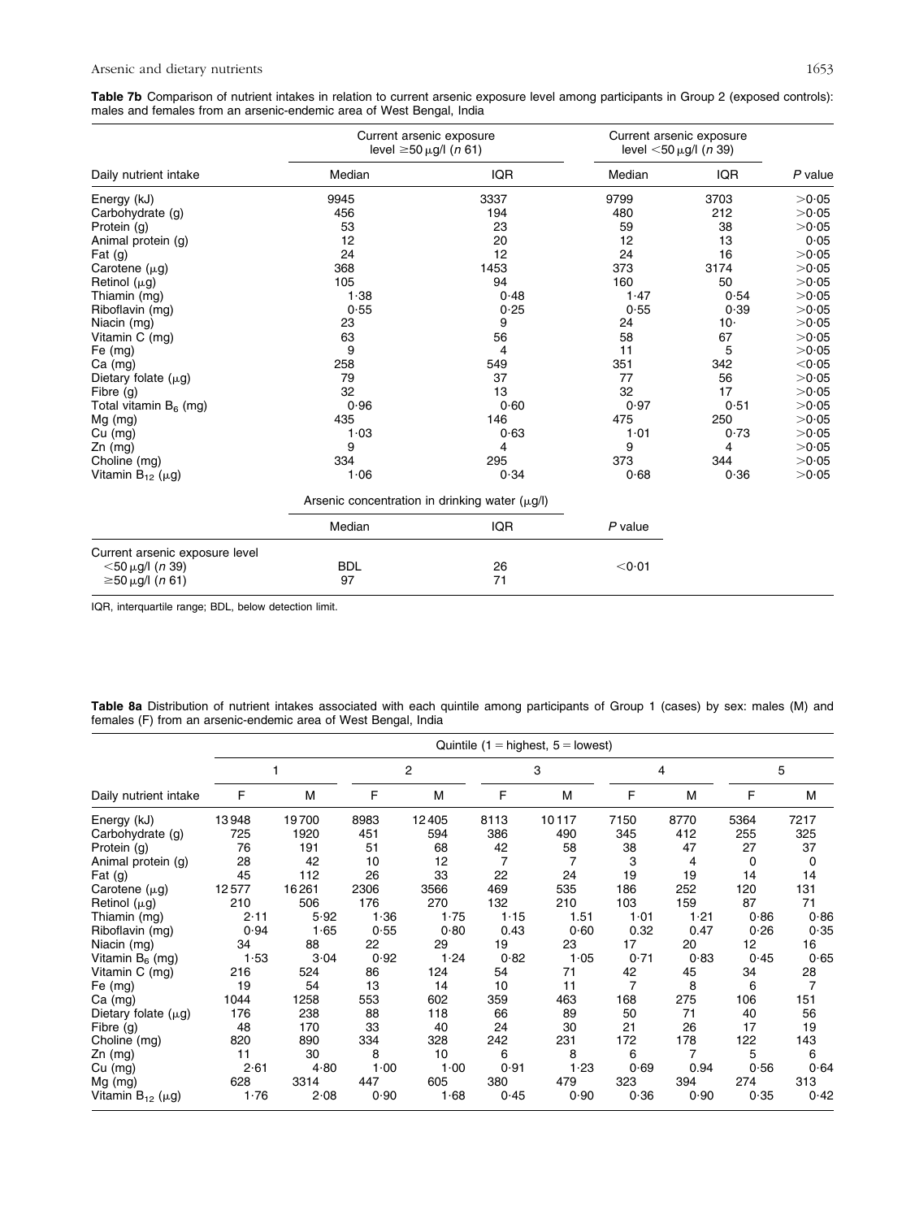**Table 7b** Comparison of nutrient intakes in relation to current arsenic exposure level among participants in Group 2 (exposed controls): males and females from an arsenic-endemic area of West Bengal, India

| Daily nutrient intake | Current arsenic exposure level ≥50 μg/l (*n* 61) | | Current arsenic exposure level <50 μg/l (*n* 39) | | |
|---|---|---|---|---|---|
| | Median | IQR | Median | IQR | *P* value |
| Energy (kJ) | 9945 | 3337 | 9799 | 3703 | >0·05 |
| Carbohydrate (g) | 456 | 194 | 480 | 212 | >0·05 |
| Protein (g) | 53 | 23 | 59 | 38 | >0·05 |
| Animal protein (g) | 12 | 20 | 12 | 13 | 0·05 |
| Fat (g) | 24 | 12 | 24 | 16 | >0·05 |
| Carotene (μg) | 368 | 1453 | 373 | 3174 | >0·05 |
| Retinol (μg) | 105 | 94 | 160 | 50 | >0·05 |
| Thiamin (mg) | 1·38 | 0·48 | 1·47 | 0·54 | >0·05 |
| Riboflavin (mg) | 0·55 | 0·25 | 0·55 | 0·39 | >0·05 |
| Niacin (mg) | 23 | 9 | 24 | 10· | >0·05 |
| Vitamin C (mg) | 63 | 56 | 58 | 67 | >0·05 |
| Fe (mg) | 9 | 4 | 11 | 5 | >0·05 |
| Ca (mg) | 258 | 549 | 351 | 342 | <0·05 |
| Dietary folate (μg) | 79 | 37 | 77 | 56 | >0·05 |
| Fibre (g) | 32 | 13 | 32 | 17 | >0·05 |
| Total vitamin $B_6$ (mg) | 0·96 | 0·60 | 0·97 | 0·51 | >0·05 |
| Mg (mg) | 435 | 146 | 475 | 250 | >0·05 |
| Cu (mg) | 1·03 | 0·63 | 1·01 | 0·73 | >0·05 |
| Zn (mg) | 9 | 4 | 9 | 4 | >0·05 |
| Choline (mg) | 334 | 295 | 373 | 344 | >0·05 |
| Vitamin $B_{12}$ (μg) | 1·06 | 0·34 | 0·68 | 0·36 | >0·05 |
| | **Arsenic concentration in drinking water (μg/l)** | | | | |
| | Median | IQR | *P* value | | |
| Current arsenic exposure level | | | | | |
| <50 μg/l (*n* 39) | BDL | 26 | <0·01 | | |
| ≥50 μg/l (*n* 61) | 97 | 71 | | | |

IQR, interquartile range; BDL, below detection limit.

**Table 8a** Distribution of nutrient intakes associated with each quintile among participants of Group 1 (cases) by sex: males (M) and females (F) from an arsenic-endemic area of West Bengal, India

| Daily nutrient intake | Quintile (1 = highest, 5 = lowest) | | | | | | | | | |
|---|---|---|---|---|---|---|---|---|---|---|
| | 1 | | 2 | | 3 | | 4 | | 5 | |
| | F | M | F | M | F | M | F | M | F | M |
| Energy (kJ) | 13 948 | 19 700 | 8983 | 12 405 | 8113 | 10 117 | 7150 | 8770 | 5364 | 7217 |
| Carbohydrate (g) | 725 | 1920 | 451 | 594 | 386 | 490 | 345 | 412 | 255 | 325 |
| Protein (g) | 76 | 191 | 51 | 68 | 42 | 58 | 38 | 47 | 27 | 37 |
| Animal protein (g) | 28 | 42 | 10 | 12 | 7 | 7 | 3 | 4 | 0 | 0 |
| Fat (g) | 45 | 112 | 26 | 33 | 22 | 24 | 19 | 19 | 14 | 14 |
| Carotene (μg) | 12 577 | 16 261 | 2306 | 3566 | 469 | 535 | 186 | 252 | 120 | 131 |
| Retinol (μg) | 210 | 506 | 176 | 270 | 132 | 210 | 103 | 159 | 87 | 71 |
| Thiamin (mg) | 2·11 | 5·92 | 1·36 | 1·75 | 1·15 | 1.51 | 1·01 | 1·21 | 0·86 | 0·86 |
| Riboflavin (mg) | 0·94 | 1·65 | 0·55 | 0·80 | 0.43 | 0·60 | 0.32 | 0.47 | 0·26 | 0·35 |
| Niacin (mg) | 34 | 88 | 22 | 29 | 19 | 23 | 17 | 20 | 12 | 16 |
| Vitamin $B_6$ (mg) | 1·53 | 3·04 | 0·92 | 1·24 | 0·82 | 1·05 | 0·71 | 0·83 | 0·45 | 0·65 |
| Vitamin C (mg) | 216 | 524 | 86 | 124 | 54 | 71 | 42 | 45 | 34 | 28 |
| Fe (mg) | 19 | 54 | 13 | 14 | 10 | 11 | 7 | 8 | 6 | 7 |
| Ca (mg) | 1044 | 1258 | 553 | 602 | 359 | 463 | 168 | 275 | 106 | 151 |
| Dietary folate (μg) | 176 | 238 | 88 | 118 | 66 | 89 | 50 | 71 | 40 | 56 |
| Fibre (g) | 48 | 170 | 33 | 40 | 24 | 30 | 21 | 26 | 17 | 19 |
| Choline (mg) | 820 | 890 | 334 | 328 | 242 | 231 | 172 | 178 | 122 | 143 |
| Zn (mg) | 11 | 30 | 8 | 10 | 6 | 8 | 6 | 7 | 5 | 6 |
| Cu (mg) | 2·61 | 4·80 | 1·00 | 1·00 | 0·91 | 1·23 | 0·69 | 0.94 | 0·56 | 0·64 |
| Mg (mg) | 628 | 3314 | 447 | 605 | 380 | 479 | 323 | 394 | 274 | 313 |
| Vitamin $B_{12}$ (μg) | 1·76 | 2·08 | 0·90 | 1·68 | 0·45 | 0·90 | 0·36 | 0·90 | 0·35 | 0·42 |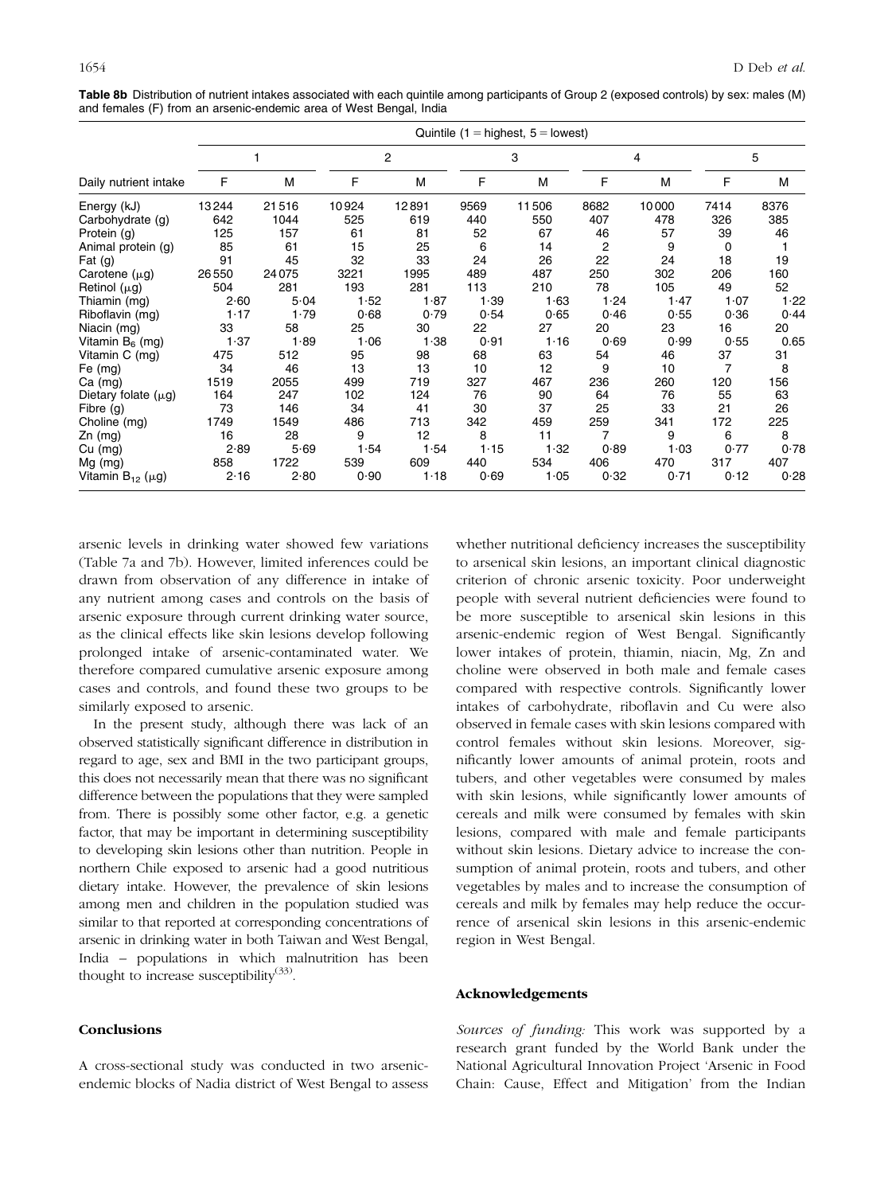**Table 8b** Distribution of nutrient intakes associated with each quintile among participants of Group 2 (exposed controls) by sex: males (M) and females (F) from an arsenic-endemic area of West Bengal, India

| | Quintile (1 = highest, 5 = lowest) | | | | | | | | | |
|---|---|---|---|---|---|---|---|---|---|---|
| | 1 | | 2 | | 3 | | 4 | | 5 | |
| Daily nutrient intake | F | M | F | M | F | M | F | M | F | M |
| Energy (kJ) | 13244 | 21516 | 10924 | 12891 | 9569 | 11506 | 8682 | 10000 | 7414 | 8376 |
| Carbohydrate (g) | 642 | 1044 | 525 | 619 | 440 | 550 | 407 | 478 | 326 | 385 |
| Protein (g) | 125 | 157 | 61 | 81 | 52 | 67 | 46 | 57 | 39 | 46 |
| Animal protein (g) | 85 | 61 | 15 | 25 | 6 | 14 | 2 | 9 | 0 | 1 |
| Fat (g) | 91 | 45 | 32 | 33 | 24 | 26 | 22 | 24 | 18 | 19 |
| Carotene (μg) | 26550 | 24075 | 3221 | 1995 | 489 | 487 | 250 | 302 | 206 | 160 |
| Retinol (μg) | 504 | 281 | 193 | 281 | 113 | 210 | 78 | 105 | 49 | 52 |
| Thiamin (mg) | 2·60 | 5·04 | 1·52 | 1·87 | 1·39 | 1·63 | 1·24 | 1·47 | 1·07 | 1·22 |
| Riboflavin (mg) | 1·17 | 1·79 | 0·68 | 0·79 | 0·54 | 0·65 | 0·46 | 0·55 | 0·36 | 0·44 |
| Niacin (mg) | 33 | 58 | 25 | 30 | 22 | 27 | 20 | 23 | 16 | 20 |
| Vitamin $B_6$ (mg) | 1·37 | 1·89 | 1·06 | 1·38 | 0·91 | 1·16 | 0·69 | 0·99 | 0·55 | 0.65 |
| Vitamin C (mg) | 475 | 512 | 95 | 98 | 68 | 63 | 54 | 46 | 37 | 31 |
| Fe (mg) | 34 | 46 | 13 | 13 | 10 | 12 | 9 | 10 | 7 | 8 |
| Ca (mg) | 1519 | 2055 | 499 | 719 | 327 | 467 | 236 | 260 | 120 | 156 |
| Dietary folate (μg) | 164 | 247 | 102 | 124 | 76 | 90 | 64 | 76 | 55 | 63 |
| Fibre (g) | 73 | 146 | 34 | 41 | 30 | 37 | 25 | 33 | 21 | 26 |
| Choline (mg) | 1749 | 1549 | 486 | 713 | 342 | 459 | 259 | 341 | 172 | 225 |
| Zn (mg) | 16 | 28 | 9 | 12 | 8 | 11 | 7 | 9 | 6 | 8 |
| Cu (mg) | 2·89 | 5·69 | 1·54 | 1·54 | 1·15 | 1·32 | 0·89 | 1·03 | 0·77 | 0·78 |
| Mg (mg) | 858 | 1722 | 539 | 609 | 440 | 534 | 406 | 470 | 317 | 407 |
| Vitamin $B_{12}$ (μg) | 2·16 | 2·80 | 0·90 | 1·18 | 0·69 | 1·05 | 0·32 | 0·71 | 0·12 | 0·28 |

arsenic levels in drinking water showed few variations (Table 7a and 7b). However, limited inferences could be drawn from observation of any difference in intake of any nutrient among cases and controls on the basis of arsenic exposure through current drinking water source, as the clinical effects like skin lesions develop following prolonged intake of arsenic-contaminated water. We therefore compared cumulative arsenic exposure among cases and controls, and found these two groups to be similarly exposed to arsenic.

In the present study, although there was lack of an observed statistically significant difference in distribution in regard to age, sex and BMI in the two participant groups, this does not necessarily mean that there was no significant difference between the populations that they were sampled from. There is possibly some other factor, e.g. a genetic factor, that may be important in determining susceptibility to developing skin lesions other than nutrition. People in northern Chile exposed to arsenic had a good nutritious dietary intake. However, the prevalence of skin lesions among men and children in the population studied was similar to that reported at corresponding concentrations of arsenic in drinking water in both Taiwan and West Bengal, India – populations in which malnutrition has been thought to increase susceptibility[33].

## Conclusions

A cross-sectional study was conducted in two arsenic-endemic blocks of Nadia district of West Bengal to assess whether nutritional deficiency increases the susceptibility to arsenical skin lesions, an important clinical diagnostic criterion of chronic arsenic toxicity. Poor underweight people with several nutrient deficiencies were found to be more susceptible to arsenical skin lesions in this arsenic-endemic region of West Bengal. Significantly lower intakes of protein, thiamin, niacin, Mg, Zn and choline were observed in both male and female cases compared with respective controls. Significantly lower intakes of carbohydrate, riboflavin and Cu were also observed in female cases with skin lesions compared with control females without skin lesions. Moreover, significantly lower amounts of animal protein, roots and tubers, and other vegetables were consumed by males with skin lesions, while significantly lower amounts of cereals and milk were consumed by females with skin lesions, compared with male and female participants without skin lesions. Dietary advice to increase the consumption of animal protein, roots and tubers, and other vegetables by males and to increase the consumption of cereals and milk by females may help reduce the occurrence of arsenical skin lesions in this arsenic-endemic region in West Bengal.

## Acknowledgements

*Sources of funding:* This work was supported by a research grant funded by the World Bank under the National Agricultural Innovation Project 'Arsenic in Food Chain: Cause, Effect and Mitigation' from the Indian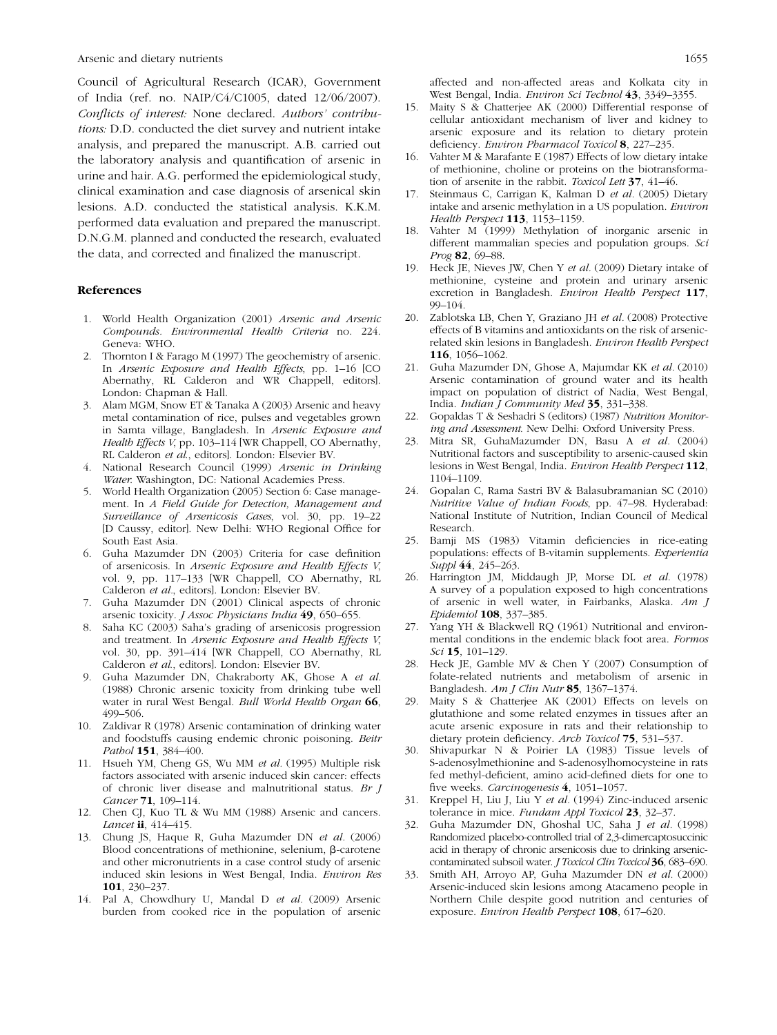Council of Agricultural Research (ICAR), Government of India (ref. no. NAIP/C4/C1005, dated 12/06/2007). *Conflicts of interest:* None declared. *Authors' contributions:* D.D. conducted the diet survey and nutrient intake analysis, and prepared the manuscript. A.B. carried out the laboratory analysis and quantification of arsenic in urine and hair. A.G. performed the epidemiological study, clinical examination and case diagnosis of arsenical skin lesions. A.D. conducted the statistical analysis. K.K.M. performed data evaluation and prepared the manuscript. D.N.G.M. planned and conducted the research, evaluated the data, and corrected and finalized the manuscript.

## References

1. World Health Organization (2001) *Arsenic and Arsenic Compounds. Environmental Health Criteria* no. 224. Geneva: WHO.
2. Thornton I & Farago M (1997) The geochemistry of arsenic. In *Arsenic Exposure and Health Effects*, pp. 1–16 [CO Abernathy, RL Calderon and WR Chappell, editors]. London: Chapman & Hall.
3. Alam MGM, Snow ET & Tanaka A (2003) Arsenic and heavy metal contamination of rice, pulses and vegetables grown in Samta village, Bangladesh. In *Arsenic Exposure and Health Effects V*, pp. 103–114 [WR Chappell, CO Abernathy, RL Calderon *et al.*, editors]. London: Elsevier BV.
4. National Research Council (1999) *Arsenic in Drinking Water*. Washington, DC: National Academies Press.
5. World Health Organization (2005) Section 6: Case management. In *A Field Guide for Detection, Management and Surveillance of Arsenicosis Cases*, vol. 30, pp. 19–22 [D Caussy, editor]. New Delhi: WHO Regional Office for South East Asia.
6. Guha Mazumder DN (2003) Criteria for case definition of arsenicosis. In *Arsenic Exposure and Health Effects V*, vol. 9, pp. 117–133 [WR Chappell, CO Abernathy, RL Calderon *et al.*, editors]. London: Elsevier BV.
7. Guha Mazumder DN (2001) Clinical aspects of chronic arsenic toxicity. *J Assoc Physicians India* **49**, 650–655.
8. Saha KC (2003) Saha's grading of arsenicosis progression and treatment. In *Arsenic Exposure and Health Effects V*, vol. 30, pp. 391–414 [WR Chappell, CO Abernathy, RL Calderon *et al.*, editors]. London: Elsevier BV.
9. Guha Mazumder DN, Chakraborty AK, Ghose A *et al.* (1988) Chronic arsenic toxicity from drinking tube well water in rural West Bengal. *Bull World Health Organ* **66**, 499–506.
10. Zaldivar R (1978) Arsenic contamination of drinking water and foodstuffs causing endemic chronic poisoning. *Beitr Pathol* **151**, 384–400.
11. Hsueh YM, Cheng GS, Wu MM *et al.* (1995) Multiple risk factors associated with arsenic induced skin cancer: effects of chronic liver disease and malnutritional status. *Br J Cancer* **71**, 109–114.
12. Chen CJ, Kuo TL & Wu MM (1988) Arsenic and cancers. *Lancet* **ii**, 414–415.
13. Chung JS, Haque R, Guha Mazumder DN *et al.* (2006) Blood concentrations of methionine, selenium, β-carotene and other micronutrients in a case control study of arsenic induced skin lesions in West Bengal, India. *Environ Res* **101**, 230–237.
14. Pal A, Chowdhury U, Mandal D *et al.* (2009) Arsenic burden from cooked rice in the population of arsenic affected and non-affected areas and Kolkata city in West Bengal, India. *Environ Sci Technol* **43**, 3349–3355.
15. Maity S & Chatterjee AK (2000) Differential response of cellular antioxidant mechanism of liver and kidney to arsenic exposure and its relation to dietary protein deficiency. *Environ Pharmacol Toxicol* **8**, 227–235.
16. Vahter M & Marafante E (1987) Effects of low dietary intake of methionine, choline or proteins on the biotransformation of arsenite in the rabbit. *Toxicol Lett* **37**, 41–46.
17. Steinmaus C, Carrigan K, Kalman D *et al.* (2005) Dietary intake and arsenic methylation in a US population. *Environ Health Perspect* **113**, 1153–1159.
18. Vahter M (1999) Methylation of inorganic arsenic in different mammalian species and population groups. *Sci Prog* **82**, 69–88.
19. Heck JE, Nieves JW, Chen Y *et al.* (2009) Dietary intake of methionine, cysteine and protein and urinary arsenic excretion in Bangladesh. *Environ Health Perspect* **117**, 99–104.
20. Zablotska LB, Chen Y, Graziano JH *et al.* (2008) Protective effects of B vitamins and antioxidants on the risk of arsenic-related skin lesions in Bangladesh. *Environ Health Perspect* **116**, 1056–1062.
21. Guha Mazumder DN, Ghose A, Majumdar KK *et al.* (2010) Arsenic contamination of ground water and its health impact on population of district of Nadia, West Bengal, India. *Indian J Community Med* **35**, 331–338.
22. Gopaldas T & Seshadri S (editors) (1987) *Nutrition Monitoring and Assessment*. New Delhi: Oxford University Press.
23. Mitra SR, GuhaMazumder DN, Basu A *et al.* (2004) Nutritional factors and susceptibility to arsenic-caused skin lesions in West Bengal, India. *Environ Health Perspect* **112**, 1104–1109.
24. Gopalan C, Rama Sastri BV & Balasubramanian SC (2010) *Nutritive Value of Indian Foods*, pp. 47–98. Hyderabad: National Institute of Nutrition, Indian Council of Medical Research.
25. Bamji MS (1983) Vitamin deficiencies in rice-eating populations: effects of B-vitamin supplements. *Experientia Suppl* **44**, 245–263.
26. Harrington JM, Middaugh JP, Morse DL *et al.* (1978) A survey of a population exposed to high concentrations of arsenic in well water, in Fairbanks, Alaska. *Am J Epidemiol* **108**, 337–385.
27. Yang YH & Blackwell RQ (1961) Nutritional and environmental conditions in the endemic black foot area. *Formos Sci* **15**, 101–129.
28. Heck JE, Gamble MV & Chen Y (2007) Consumption of folate-related nutrients and metabolism of arsenic in Bangladesh. *Am J Clin Nutr* **85**, 1367–1374.
29. Maity S & Chatterjee AK (2001) Effects on levels on glutathione and some related enzymes in tissues after an acute arsenic exposure in rats and their relationship to dietary protein deficiency. *Arch Toxicol* **75**, 531–537.
30. Shivapurkar N & Poirier LA (1983) Tissue levels of S-adenosylmethionine and S-adenosylhomocysteine in rats fed methyl-deficient, amino acid-defined diets for one to five weeks. *Carcinogenesis* **4**, 1051–1057.
31. Kreppel H, Liu J, Liu Y *et al.* (1994) Zinc-induced arsenic tolerance in mice. *Fundam Appl Toxicol* **23**, 32–37.
32. Guha Mazumder DN, Ghoshal UC, Saha J *et al.* (1998) Randomized placebo-controlled trial of 2,3-dimercaptosuccinic acid in therapy of chronic arsenicosis due to drinking arsenic-contaminated subsoil water. *J Toxicol Clin Toxicol* **36**, 683–690.
33. Smith AH, Arroyo AP, Guha Mazumder DN *et al.* (2000) Arsenic-induced skin lesions among Atacameno people in Northern Chile despite good nutrition and centuries of exposure. *Environ Health Perspect* **108**, 617–620.